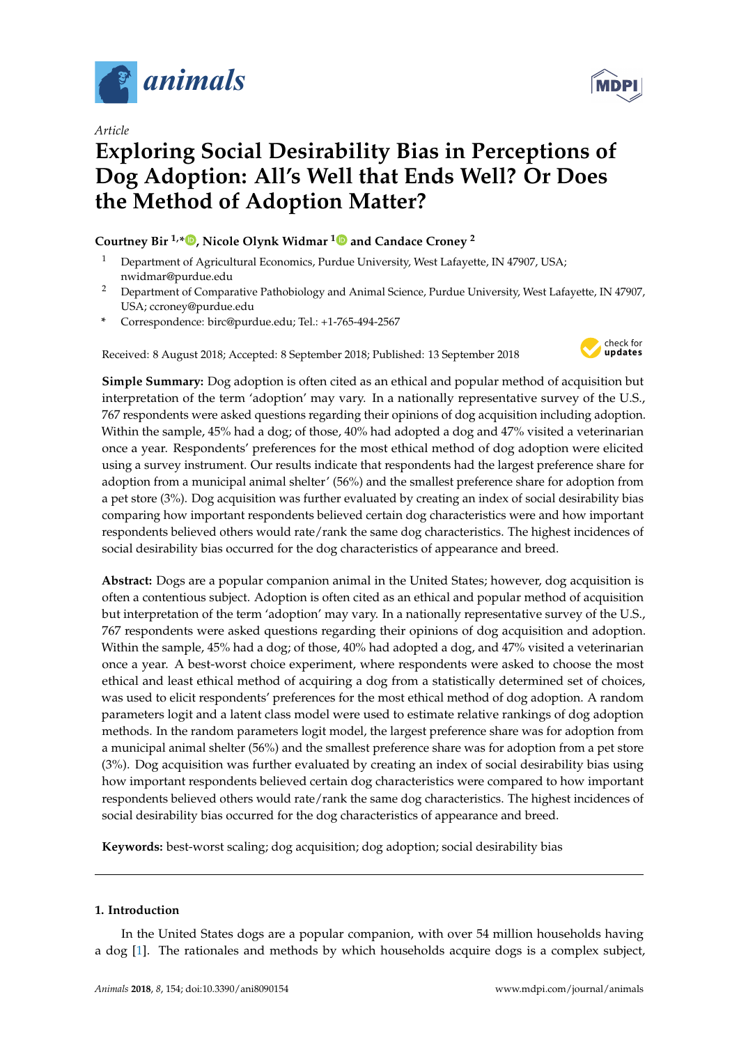*Article*

# Exploring Social Desirability Bias in Perceptions of Dog Adoption: All's Well that Ends Well? Or Does the Method of Adoption Matter?

**Courtney Bir [1,*], Nicole Olynk Widmar [1] and Candace Croney [2]**

[1] Department of Agricultural Economics, Purdue University, West Lafayette, IN 47907, USA; nwidmar@purdue.edu

[2] Department of Comparative Pathobiology and Animal Science, Purdue University, West Lafayette, IN 47907, USA; ccroney@purdue.edu

\* Correspondence: birc@purdue.edu; Tel.: +1-765-494-2567

Received: 8 August 2018; Accepted: 8 September 2018; Published: 13 September 2018

**Simple Summary:** Dog adoption is often cited as an ethical and popular method of acquisition but interpretation of the term 'adoption' may vary. In a nationally representative survey of the U.S., 767 respondents were asked questions regarding their opinions of dog acquisition including adoption. Within the sample, 45% had a dog; of those, 40% had adopted a dog and 47% visited a veterinarian once a year. Respondents' preferences for the most ethical method of dog adoption were elicited using a survey instrument. Our results indicate that respondents had the largest preference share for adoption from a municipal animal shelter' (56%) and the smallest preference share for adoption from a pet store (3%). Dog acquisition was further evaluated by creating an index of social desirability bias comparing how important respondents believed certain dog characteristics were and how important respondents believed others would rate/rank the same dog characteristics. The highest incidences of social desirability bias occurred for the dog characteristics of appearance and breed.

**Abstract:** Dogs are a popular companion animal in the United States; however, dog acquisition is often a contentious subject. Adoption is often cited as an ethical and popular method of acquisition but interpretation of the term 'adoption' may vary. In a nationally representative survey of the U.S., 767 respondents were asked questions regarding their opinions of dog acquisition and adoption. Within the sample, 45% had a dog; of those, 40% had adopted a dog, and 47% visited a veterinarian once a year. A best-worst choice experiment, where respondents were asked to choose the most ethical and least ethical method of acquiring a dog from a statistically determined set of choices, was used to elicit respondents' preferences for the most ethical method of dog adoption. A random parameters logit and a latent class model were used to estimate relative rankings of dog adoption methods. In the random parameters logit model, the largest preference share was for adoption from a municipal animal shelter (56%) and the smallest preference share was for adoption from a pet store (3%). Dog acquisition was further evaluated by creating an index of social desirability bias using how important respondents believed certain dog characteristics were compared to how important respondents believed others would rate/rank the same dog characteristics. The highest incidences of social desirability bias occurred for the dog characteristics of appearance and breed.

**Keywords:** best-worst scaling; dog acquisition; dog adoption; social desirability bias

## 1. Introduction

In the United States dogs are a popular companion, with over 54 million households having a dog [1]. The rationales and methods by which households acquire dogs is a complex subject,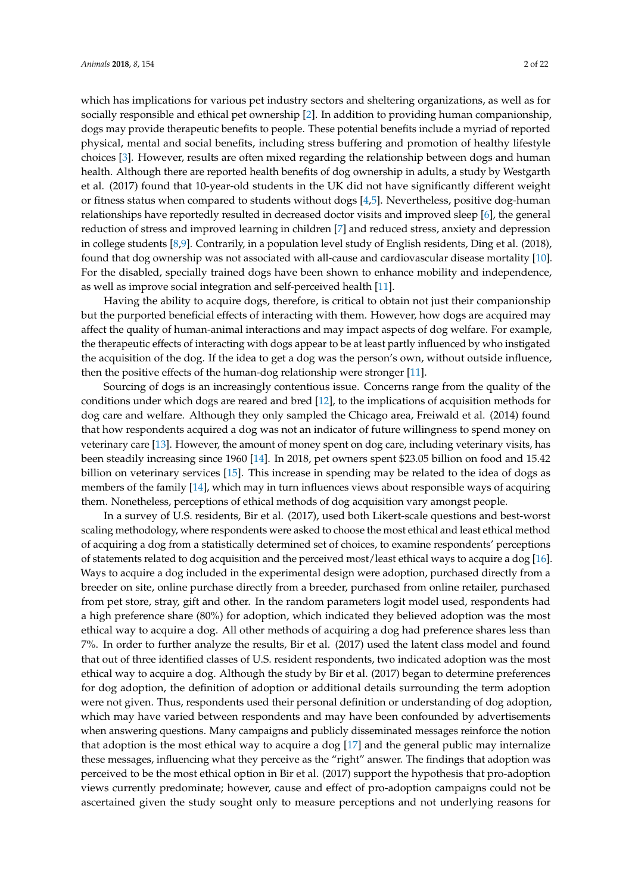which has implications for various pet industry sectors and sheltering organizations, as well as for socially responsible and ethical pet ownership [2]. In addition to providing human companionship, dogs may provide therapeutic benefits to people. These potential benefits include a myriad of reported physical, mental and social benefits, including stress buffering and promotion of healthy lifestyle choices [3]. However, results are often mixed regarding the relationship between dogs and human health. Although there are reported health benefits of dog ownership in adults, a study by Westgarth et al. (2017) found that 10-year-old students in the UK did not have significantly different weight or fitness status when compared to students without dogs [4,5]. Nevertheless, positive dog-human relationships have reportedly resulted in decreased doctor visits and improved sleep [6], the general reduction of stress and improved learning in children [7] and reduced stress, anxiety and depression in college students [8,9]. Contrarily, in a population level study of English residents, Ding et al. (2018), found that dog ownership was not associated with all-cause and cardiovascular disease mortality [10]. For the disabled, specially trained dogs have been shown to enhance mobility and independence, as well as improve social integration and self-perceived health [11].

Having the ability to acquire dogs, therefore, is critical to obtain not just their companionship but the purported beneficial effects of interacting with them. However, how dogs are acquired may affect the quality of human-animal interactions and may impact aspects of dog welfare. For example, the therapeutic effects of interacting with dogs appear to be at least partly influenced by who instigated the acquisition of the dog. If the idea to get a dog was the person's own, without outside influence, then the positive effects of the human-dog relationship were stronger [11].

Sourcing of dogs is an increasingly contentious issue. Concerns range from the quality of the conditions under which dogs are reared and bred [12], to the implications of acquisition methods for dog care and welfare. Although they only sampled the Chicago area, Freiwald et al. (2014) found that how respondents acquired a dog was not an indicator of future willingness to spend money on veterinary care [13]. However, the amount of money spent on dog care, including veterinary visits, has been steadily increasing since 1960 [14]. In 2018, pet owners spent $23.05 billion on food and 15.42 billion on veterinary services [15]. This increase in spending may be related to the idea of dogs as members of the family [14], which may in turn influences views about responsible ways of acquiring them. Nonetheless, perceptions of ethical methods of dog acquisition vary amongst people.

In a survey of U.S. residents, Bir et al. (2017), used both Likert-scale questions and best-worst scaling methodology, where respondents were asked to choose the most ethical and least ethical method of acquiring a dog from a statistically determined set of choices, to examine respondents' perceptions of statements related to dog acquisition and the perceived most/least ethical ways to acquire a dog [16]. Ways to acquire a dog included in the experimental design were adoption, purchased directly from a breeder on site, online purchase directly from a breeder, purchased from online retailer, purchased from pet store, stray, gift and other. In the random parameters logit model used, respondents had a high preference share (80%) for adoption, which indicated they believed adoption was the most ethical way to acquire a dog. All other methods of acquiring a dog had preference shares less than 7%. In order to further analyze the results, Bir et al. (2017) used the latent class model and found that out of three identified classes of U.S. resident respondents, two indicated adoption was the most ethical way to acquire a dog. Although the study by Bir et al. (2017) began to determine preferences for dog adoption, the definition of adoption or additional details surrounding the term adoption were not given. Thus, respondents used their personal definition or understanding of dog adoption, which may have varied between respondents and may have been confounded by advertisements when answering questions. Many campaigns and publicly disseminated messages reinforce the notion that adoption is the most ethical way to acquire a dog [17] and the general public may internalize these messages, influencing what they perceive as the "right" answer. The findings that adoption was perceived to be the most ethical option in Bir et al. (2017) support the hypothesis that pro-adoption views currently predominate; however, cause and effect of pro-adoption campaigns could not be ascertained given the study sought only to measure perceptions and not underlying reasons for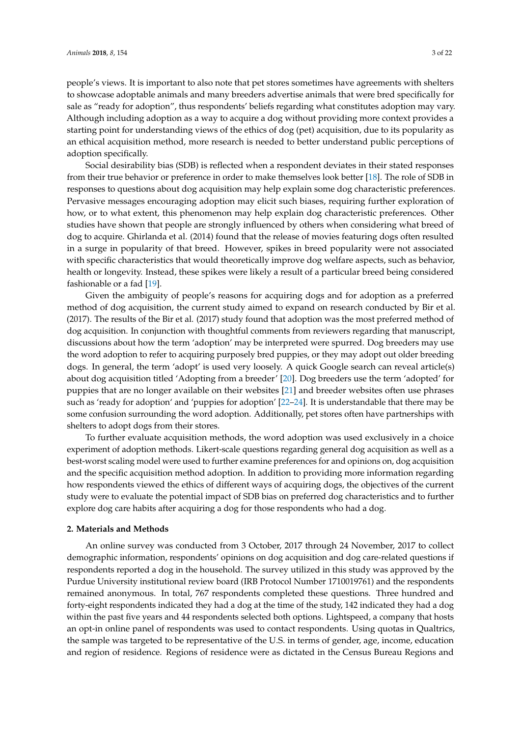people's views. It is important to also note that pet stores sometimes have agreements with shelters to showcase adoptable animals and many breeders advertise animals that were bred specifically for sale as "ready for adoption", thus respondents' beliefs regarding what constitutes adoption may vary. Although including adoption as a way to acquire a dog without providing more context provides a starting point for understanding views of the ethics of dog (pet) acquisition, due to its popularity as an ethical acquisition method, more research is needed to better understand public perceptions of adoption specifically.

Social desirability bias (SDB) is reflected when a respondent deviates in their stated responses from their true behavior or preference in order to make themselves look better [18]. The role of SDB in responses to questions about dog acquisition may help explain some dog characteristic preferences. Pervasive messages encouraging adoption may elicit such biases, requiring further exploration of how, or to what extent, this phenomenon may help explain dog characteristic preferences. Other studies have shown that people are strongly influenced by others when considering what breed of dog to acquire. Ghirlanda et al. (2014) found that the release of movies featuring dogs often resulted in a surge in popularity of that breed. However, spikes in breed popularity were not associated with specific characteristics that would theoretically improve dog welfare aspects, such as behavior, health or longevity. Instead, these spikes were likely a result of a particular breed being considered fashionable or a fad [19].

Given the ambiguity of people's reasons for acquiring dogs and for adoption as a preferred method of dog acquisition, the current study aimed to expand on research conducted by Bir et al. (2017). The results of the Bir et al. (2017) study found that adoption was the most preferred method of dog acquisition. In conjunction with thoughtful comments from reviewers regarding that manuscript, discussions about how the term 'adoption' may be interpreted were spurred. Dog breeders may use the word adoption to refer to acquiring purposely bred puppies, or they may adopt out older breeding dogs. In general, the term 'adopt' is used very loosely. A quick Google search can reveal article(s) about dog acquisition titled 'Adopting from a breeder' [20]. Dog breeders use the term 'adopted' for puppies that are no longer available on their websites [21] and breeder websites often use phrases such as 'ready for adoption' and 'puppies for adoption' [22–24]. It is understandable that there may be some confusion surrounding the word adoption. Additionally, pet stores often have partnerships with shelters to adopt dogs from their stores.

To further evaluate acquisition methods, the word adoption was used exclusively in a choice experiment of adoption methods. Likert-scale questions regarding general dog acquisition as well as a best-worst scaling model were used to further examine preferences for and opinions on, dog acquisition and the specific acquisition method adoption. In addition to providing more information regarding how respondents viewed the ethics of different ways of acquiring dogs, the objectives of the current study were to evaluate the potential impact of SDB bias on preferred dog characteristics and to further explore dog care habits after acquiring a dog for those respondents who had a dog.

## 2. Materials and Methods

An online survey was conducted from 3 October, 2017 through 24 November, 2017 to collect demographic information, respondents' opinions on dog acquisition and dog care-related questions if respondents reported a dog in the household. The survey utilized in this study was approved by the Purdue University institutional review board (IRB Protocol Number 1710019761) and the respondents remained anonymous. In total, 767 respondents completed these questions. Three hundred and forty-eight respondents indicated they had a dog at the time of the study, 142 indicated they had a dog within the past five years and 44 respondents selected both options. Lightspeed, a company that hosts an opt-in online panel of respondents was used to contact respondents. Using quotas in Qualtrics, the sample was targeted to be representative of the U.S. in terms of gender, age, income, education and region of residence. Regions of residence were as dictated in the Census Bureau Regions and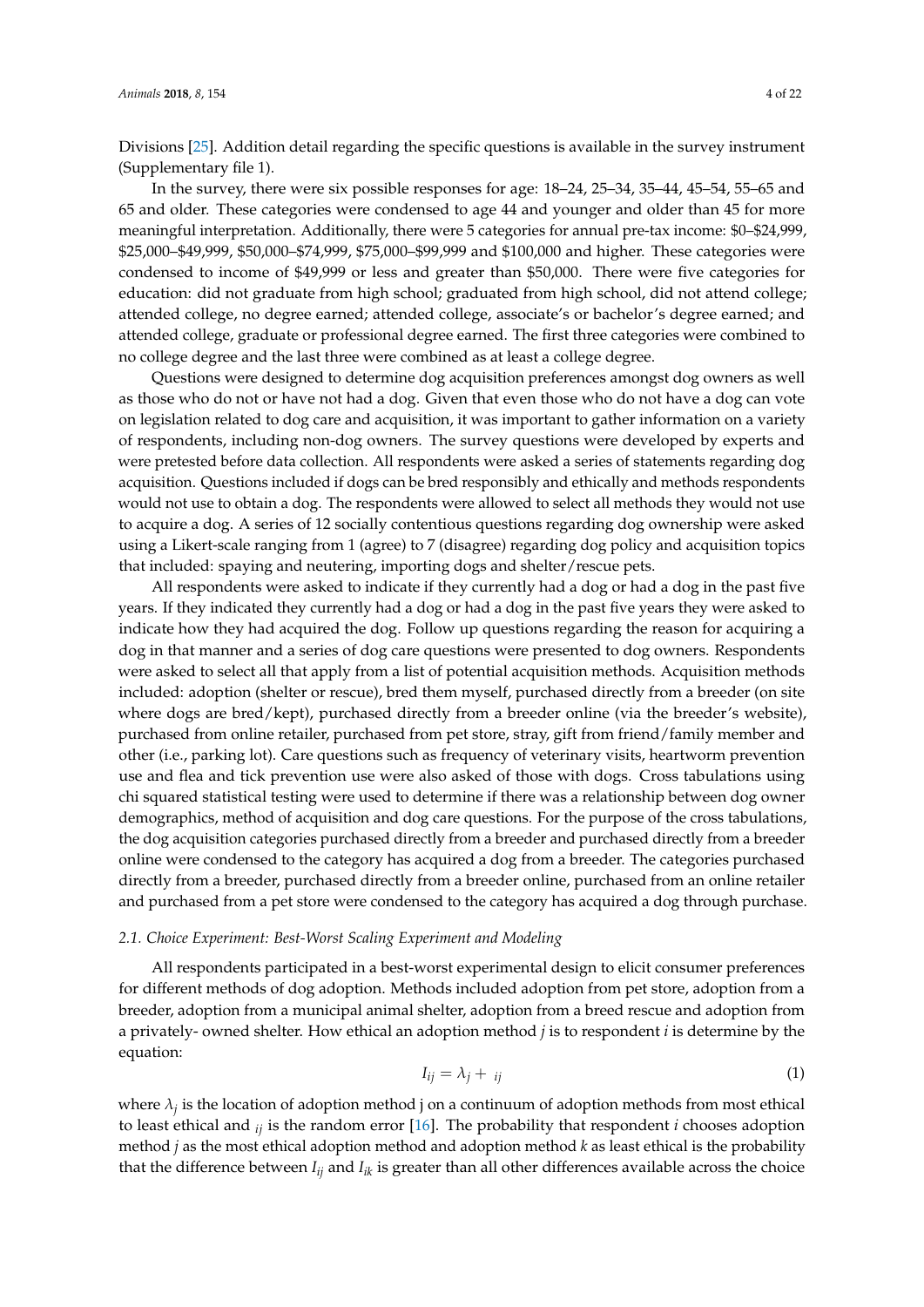Divisions [25]. Addition detail regarding the specific questions is available in the survey instrument (Supplementary file 1).

In the survey, there were six possible responses for age: 18–24, 25–34, 35–44, 45–54, 55–65 and 65 and older. These categories were condensed to age 44 and younger and older than 45 for more meaningful interpretation. Additionally, there were 5 categories for annual pre-tax income: \$0–\$24,999, \$25,000–\$49,999, \$50,000–\$74,999, \$75,000–\$99,999 and \$100,000 and higher. These categories were condensed to income of \$49,999 or less and greater than \$50,000. There were five categories for education: did not graduate from high school; graduated from high school, did not attend college; attended college, no degree earned; attended college, associate's or bachelor's degree earned; and attended college, graduate or professional degree earned. The first three categories were combined to no college degree and the last three were combined as at least a college degree.

Questions were designed to determine dog acquisition preferences amongst dog owners as well as those who do not or have not had a dog. Given that even those who do not have a dog can vote on legislation related to dog care and acquisition, it was important to gather information on a variety of respondents, including non-dog owners. The survey questions were developed by experts and were pretested before data collection. All respondents were asked a series of statements regarding dog acquisition. Questions included if dogs can be bred responsibly and ethically and methods respondents would not use to obtain a dog. The respondents were allowed to select all methods they would not use to acquire a dog. A series of 12 socially contentious questions regarding dog ownership were asked using a Likert-scale ranging from 1 (agree) to 7 (disagree) regarding dog policy and acquisition topics that included: spaying and neutering, importing dogs and shelter/rescue pets.

All respondents were asked to indicate if they currently had a dog or had a dog in the past five years. If they indicated they currently had a dog or had a dog in the past five years they were asked to indicate how they had acquired the dog. Follow up questions regarding the reason for acquiring a dog in that manner and a series of dog care questions were presented to dog owners. Respondents were asked to select all that apply from a list of potential acquisition methods. Acquisition methods included: adoption (shelter or rescue), bred them myself, purchased directly from a breeder (on site where dogs are bred/kept), purchased directly from a breeder online (via the breeder's website), purchased from online retailer, purchased from pet store, stray, gift from friend/family member and other (i.e., parking lot). Care questions such as frequency of veterinary visits, heartworm prevention use and flea and tick prevention use were also asked of those with dogs. Cross tabulations using chi squared statistical testing were used to determine if there was a relationship between dog owner demographics, method of acquisition and dog care questions. For the purpose of the cross tabulations, the dog acquisition categories purchased directly from a breeder and purchased directly from a breeder online were condensed to the category has acquired a dog from a breeder. The categories purchased directly from a breeder, purchased directly from a breeder online, purchased from an online retailer and purchased from a pet store were condensed to the category has acquired a dog through purchase.

### 2.1. Choice Experiment: Best-Worst Scaling Experiment and Modeling

All respondents participated in a best-worst experimental design to elicit consumer preferences for different methods of dog adoption. Methods included adoption from pet store, adoption from a breeder, adoption from a municipal animal shelter, adoption from a breed rescue and adoption from a privately- owned shelter. How ethical an adoption method $j$ is to respondent $i$ is determine by the equation:

$$I_{ij} = \lambda_j + \ _{ij} \tag{1}$$

where $\lambda_j$ is the location of adoption method j on a continuum of adoption methods from most ethical to least ethical and $_{ij}$ is the random error [16]. The probability that respondent $i$ chooses adoption method $j$ as the most ethical adoption method and adoption method $k$ as least ethical is the probability that the difference between $I_{ij}$ and $I_{ik}$ is greater than all other differences available across the choice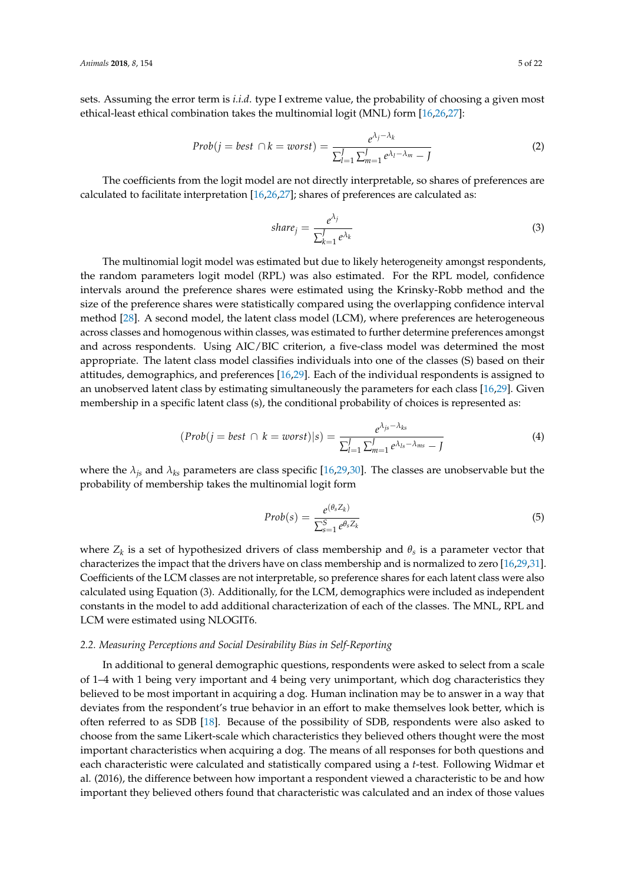sets. Assuming the error term is *i.i.d.* type I extreme value, the probability of choosing a given most ethical-least ethical combination takes the multinomial logit (MNL) form [16,26,27]:

$$Prob(j = best \cap k = worst) = \frac{e^{\lambda_j - \lambda_k}}{\sum_{l=1}^{J}\sum_{m=1}^{J} e^{\lambda_l - \lambda_m} - J} \tag{2}$$

The coefficients from the logit model are not directly interpretable, so shares of preferences are calculated to facilitate interpretation [16,26,27]; shares of preferences are calculated as:

$$share_j = \frac{e^{\lambda_j}}{\sum_{k=1}^{J} e^{\lambda_k}} \tag{3}$$

The multinomial logit model was estimated but due to likely heterogeneity amongst respondents, the random parameters logit model (RPL) was also estimated. For the RPL model, confidence intervals around the preference shares were estimated using the Krinsky-Robb method and the size of the preference shares were statistically compared using the overlapping confidence interval method [28]. A second model, the latent class model (LCM), where preferences are heterogeneous across classes and homogenous within classes, was estimated to further determine preferences amongst and across respondents. Using AIC/BIC criterion, a five-class model was determined the most appropriate. The latent class model classifies individuals into one of the classes (S) based on their attitudes, demographics, and preferences [16,29]. Each of the individual respondents is assigned to an unobserved latent class by estimating simultaneously the parameters for each class [16,29]. Given membership in a specific latent class (s), the conditional probability of choices is represented as:

$$(Prob(j = best \cap k = worst)|s) = \frac{e^{\lambda_{js} - \lambda_{ks}}}{\sum_{l=1}^{J}\sum_{m=1}^{J} e^{\lambda_{ls} - \lambda_{ms}} - J} \tag{4}$$

where the $\lambda_{js}$ and $\lambda_{ks}$ parameters are class specific [16,29,30]. The classes are unobservable but the probability of membership takes the multinomial logit form

$$Prob(s) = \frac{e^{(\theta_s Z_k)}}{\sum_{s=1}^{S} e^{\theta_s Z_k}} \tag{5}$$

where $Z_k$ is a set of hypothesized drivers of class membership and $\theta_s$ is a parameter vector that characterizes the impact that the drivers have on class membership and is normalized to zero [16,29,31]. Coefficients of the LCM classes are not interpretable, so preference shares for each latent class were also calculated using Equation (3). Additionally, for the LCM, demographics were included as independent constants in the model to add additional characterization of each of the classes. The MNL, RPL and LCM were estimated using NLOGIT6.

### 2.2. Measuring Perceptions and Social Desirability Bias in Self-Reporting

In additional to general demographic questions, respondents were asked to select from a scale of 1–4 with 1 being very important and 4 being very unimportant, which dog characteristics they believed to be most important in acquiring a dog. Human inclination may be to answer in a way that deviates from the respondent's true behavior in an effort to make themselves look better, which is often referred to as SDB [18]. Because of the possibility of SDB, respondents were also asked to choose from the same Likert-scale which characteristics they believed others thought were the most important characteristics when acquiring a dog. The means of all responses for both questions and each characteristic were calculated and statistically compared using a *t*-test. Following Widmar et al. (2016), the difference between how important a respondent viewed a characteristic to be and how important they believed others found that characteristic was calculated and an index of those values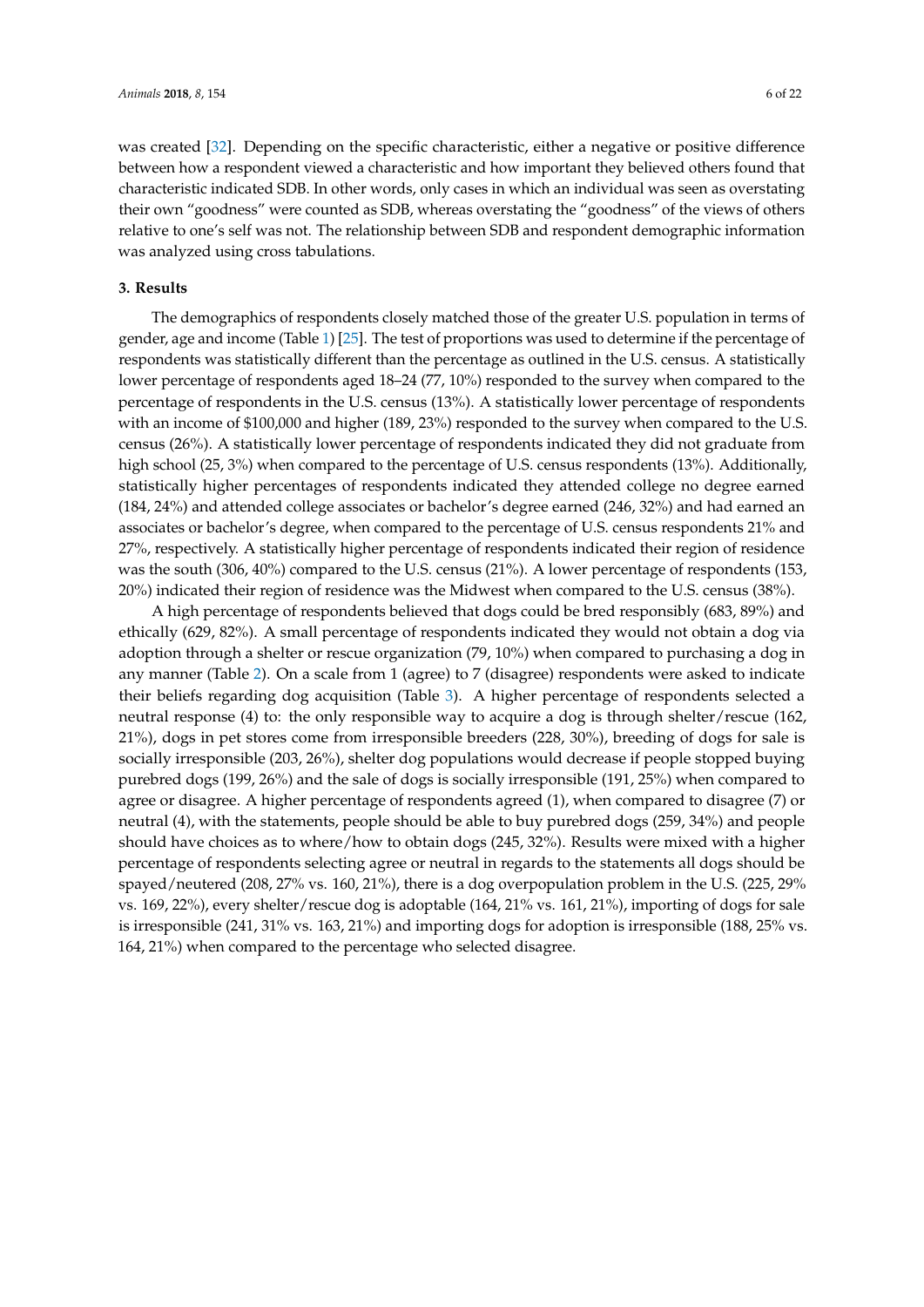was created [32]. Depending on the specific characteristic, either a negative or positive difference between how a respondent viewed a characteristic and how important they believed others found that characteristic indicated SDB. In other words, only cases in which an individual was seen as overstating their own "goodness" were counted as SDB, whereas overstating the "goodness" of the views of others relative to one's self was not. The relationship between SDB and respondent demographic information was analyzed using cross tabulations.

## 3. Results

The demographics of respondents closely matched those of the greater U.S. population in terms of gender, age and income (Table 1) [25]. The test of proportions was used to determine if the percentage of respondents was statistically different than the percentage as outlined in the U.S. census. A statistically lower percentage of respondents aged 18–24 (77, 10%) responded to the survey when compared to the percentage of respondents in the U.S. census (13%). A statistically lower percentage of respondents with an income of $100,000 and higher (189, 23%) responded to the survey when compared to the U.S. census (26%). A statistically lower percentage of respondents indicated they did not graduate from high school (25, 3%) when compared to the percentage of U.S. census respondents (13%). Additionally, statistically higher percentages of respondents indicated they attended college no degree earned (184, 24%) and attended college associates or bachelor's degree earned (246, 32%) and had earned an associates or bachelor's degree, when compared to the percentage of U.S. census respondents 21% and 27%, respectively. A statistically higher percentage of respondents indicated their region of residence was the south (306, 40%) compared to the U.S. census (21%). A lower percentage of respondents (153, 20%) indicated their region of residence was the Midwest when compared to the U.S. census (38%).

A high percentage of respondents believed that dogs could be bred responsibly (683, 89%) and ethically (629, 82%). A small percentage of respondents indicated they would not obtain a dog via adoption through a shelter or rescue organization (79, 10%) when compared to purchasing a dog in any manner (Table 2). On a scale from 1 (agree) to 7 (disagree) respondents were asked to indicate their beliefs regarding dog acquisition (Table 3). A higher percentage of respondents selected a neutral response (4) to: the only responsible way to acquire a dog is through shelter/rescue (162, 21%), dogs in pet stores come from irresponsible breeders (228, 30%), breeding of dogs for sale is socially irresponsible (203, 26%), shelter dog populations would decrease if people stopped buying purebred dogs (199, 26%) and the sale of dogs is socially irresponsible (191, 25%) when compared to agree or disagree. A higher percentage of respondents agreed (1), when compared to disagree (7) or neutral (4), with the statements, people should be able to buy purebred dogs (259, 34%) and people should have choices as to where/how to obtain dogs (245, 32%). Results were mixed with a higher percentage of respondents selecting agree or neutral in regards to the statements all dogs should be spayed/neutered (208, 27% vs. 160, 21%), there is a dog overpopulation problem in the U.S. (225, 29% vs. 169, 22%), every shelter/rescue dog is adoptable (164, 21% vs. 161, 21%), importing of dogs for sale is irresponsible (241, 31% vs. 163, 21%) and importing dogs for adoption is irresponsible (188, 25% vs. 164, 21%) when compared to the percentage who selected disagree.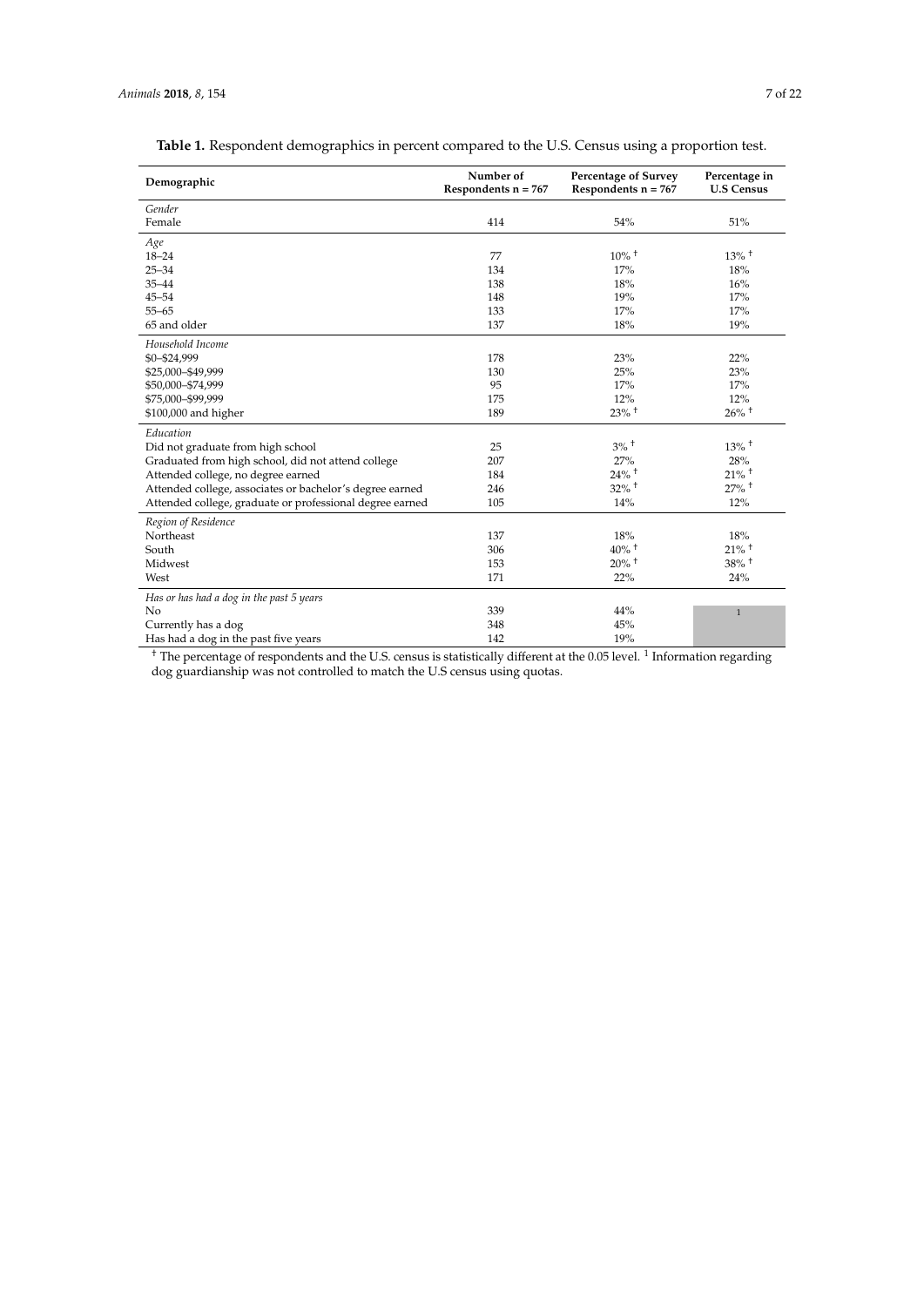**Table 1.** Respondent demographics in percent compared to the U.S. Census using a proportion test.

| Demographic | Number of Respondents n = 767 | Percentage of Survey Respondents n = 767 | Percentage in U.S Census |
|---|---|---|---|
| *Gender* | | | |
| Female | 414 | 54% | 51% |
| *Age* | | | |
| 18–24 | 77 | 10% † | 13% † |
| 25–34 | 134 | 17% | 18% |
| 35–44 | 138 | 18% | 16% |
| 45–54 | 148 | 19% | 17% |
| 55–65 | 133 | 17% | 17% |
| 65 and older | 137 | 18% | 19% |
| *Household Income* | | | |
| $0–$24,999 | 178 | 23% | 22% |
| $25,000–$49,999 | 130 | 25% | 23% |
| $50,000–$74,999 | 95 | 17% | 17% |
| $75,000–$99,999 | 175 | 12% | 12% |
| $100,000 and higher | 189 | 23% † | 26% † |
| *Education* | | | |
| Did not graduate from high school | 25 | 3% † | 13% † |
| Graduated from high school, did not attend college | 207 | 27% | 28% |
| Attended college, no degree earned | 184 | 24% † | 21% † |
| Attended college, associates or bachelor's degree earned | 246 | 32% † | 27% † |
| Attended college, graduate or professional degree earned | 105 | 14% | 12% |
| *Region of Residence* | | | |
| Northeast | 137 | 18% | 18% |
| South | 306 | 40% † | 21% † |
| Midwest | 153 | 20% † | 38% † |
| West | 171 | 22% | 24% |
| *Has or has had a dog in the past 5 years* | | | |
| No | 339 | 44% | [1] |
| Currently has a dog | 348 | 45% | |
| Has had a dog in the past five years | 142 | 19% | |

† The percentage of respondents and the U.S. census is statistically different at the 0.05 level. [1] Information regarding dog guardianship was not controlled to match the U.S census using quotas.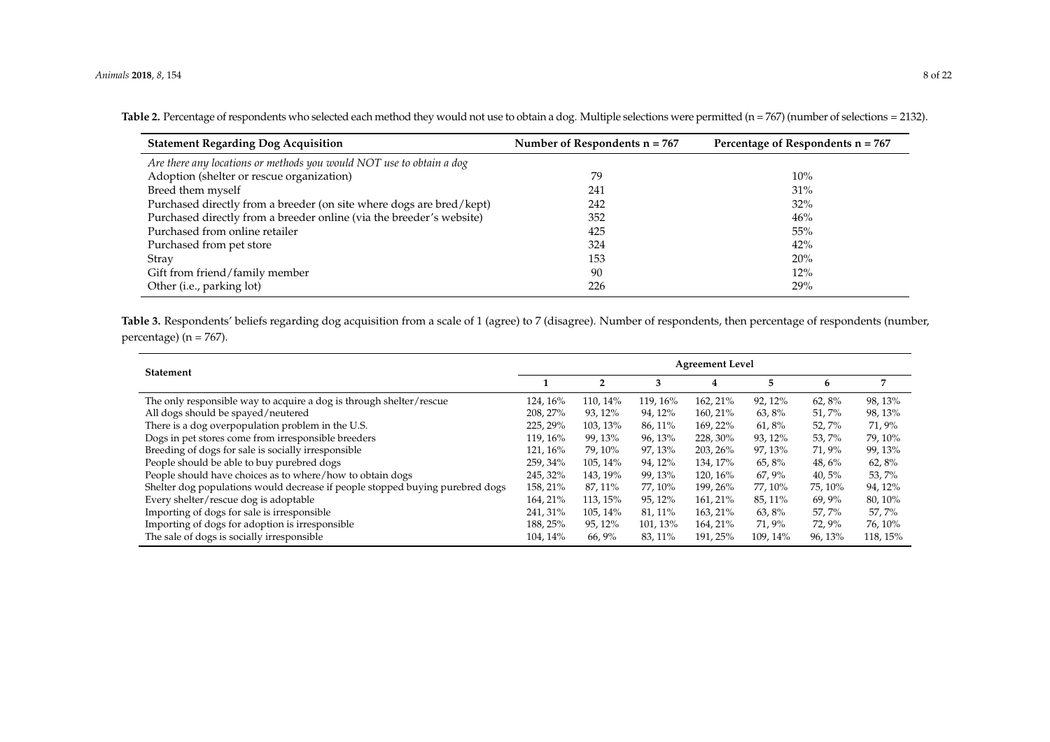**Table 2.** Percentage of respondents who selected each method they would not use to obtain a dog. Multiple selections were permitted (n = 767) (number of selections = 2132).

| Statement Regarding Dog Acquisition | Number of Respondents n = 767 | Percentage of Respondents n = 767 |
|---|---|---|
| *Are there any locations or methods you would NOT use to obtain a dog* | | |
| Adoption (shelter or rescue organization) | 79 | 10% |
| Breed them myself | 241 | 31% |
| Purchased directly from a breeder (on site where dogs are bred/kept) | 242 | 32% |
| Purchased directly from a breeder online (via the breeder's website) | 352 | 46% |
| Purchased from online retailer | 425 | 55% |
| Purchased from pet store | 324 | 42% |
| Stray | 153 | 20% |
| Gift from friend/family member | 90 | 12% |
| Other (i.e., parking lot) | 226 | 29% |

**Table 3.** Respondents' beliefs regarding dog acquisition from a scale of 1 (agree) to 7 (disagree). Number of respondents, then percentage of respondents (number, percentage) (n = 767).

| Statement | Agreement Level | | | | | | |
|---|---|---|---|---|---|---|---|
| | 1 | 2 | 3 | 4 | 5 | 6 | 7 |
| The only responsible way to acquire a dog is through shelter/rescue | 124, 16% | 110, 14% | 119, 16% | 162, 21% | 92, 12% | 62, 8% | 98, 13% |
| All dogs should be spayed/neutered | 208, 27% | 93, 12% | 94, 12% | 160, 21% | 63, 8% | 51, 7% | 98, 13% |
| There is a dog overpopulation problem in the U.S. | 225, 29% | 103, 13% | 86, 11% | 169, 22% | 61, 8% | 52, 7% | 71, 9% |
| Dogs in pet stores come from irresponsible breeders | 119, 16% | 99, 13% | 96, 13% | 228, 30% | 93, 12% | 53, 7% | 79, 10% |
| Breeding of dogs for sale is socially irresponsible | 121, 16% | 79, 10% | 97, 13% | 203, 26% | 97, 13% | 71, 9% | 99, 13% |
| People should be able to buy purebred dogs | 259, 34% | 105, 14% | 94, 12% | 134, 17% | 65, 8% | 48, 6% | 62, 8% |
| People should have choices as to where/how to obtain dogs | 245, 32% | 143, 19% | 99, 13% | 120, 16% | 67, 9% | 40, 5% | 53, 7% |
| Shelter dog populations would decrease if people stopped buying purebred dogs | 158, 21% | 87, 11% | 77, 10% | 199, 26% | 77, 10% | 75, 10% | 94, 12% |
| Every shelter/rescue dog is adoptable | 164, 21% | 113, 15% | 95, 12% | 161, 21% | 85, 11% | 69, 9% | 80, 10% |
| Importing of dogs for sale is irresponsible | 241, 31% | 105, 14% | 81, 11% | 163, 21% | 63, 8% | 57, 7% | 57, 7% |
| Importing of dogs for adoption is irresponsible | 188, 25% | 95, 12% | 101, 13% | 164, 21% | 71, 9% | 72, 9% | 76, 10% |
| The sale of dogs is socially irresponsible | 104, 14% | 66, 9% | 83, 11% | 191, 25% | 109, 14% | 96, 13% | 118, 15% |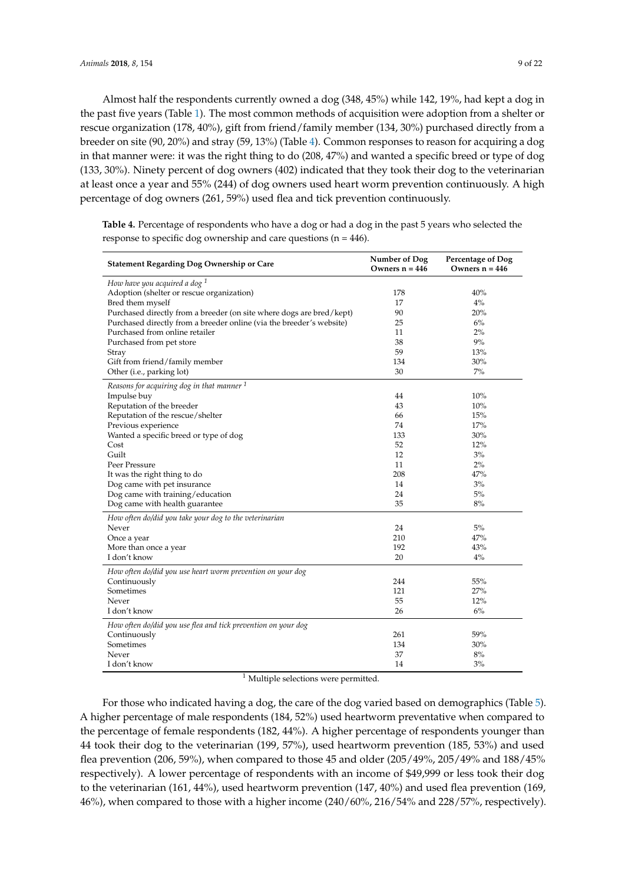Almost half the respondents currently owned a dog (348, 45%) while 142, 19%, had kept a dog in the past five years (Table 1). The most common methods of acquisition were adoption from a shelter or rescue organization (178, 40%), gift from friend/family member (134, 30%) purchased directly from a breeder on site (90, 20%) and stray (59, 13%) (Table 4). Common responses to reason for acquiring a dog in that manner were: it was the right thing to do (208, 47%) and wanted a specific breed or type of dog (133, 30%). Ninety percent of dog owners (402) indicated that they took their dog to the veterinarian at least once a year and 55% (244) of dog owners used heart worm prevention continuously. A high percentage of dog owners (261, 59%) used flea and tick prevention continuously.

**Table 4.** Percentage of respondents who have a dog or had a dog in the past 5 years who selected the response to specific dog ownership and care questions (n = 446).

| Statement Regarding Dog Ownership or Care | Number of Dog Owners n = 446 | Percentage of Dog Owners n = 446 |
|---|---|---|
| *How have you acquired a dog* [1] | | |
| Adoption (shelter or rescue organization) | 178 | 40% |
| Bred them myself | 17 | 4% |
| Purchased directly from a breeder (on site where dogs are bred/kept) | 90 | 20% |
| Purchased directly from a breeder online (via the breeder's website) | 25 | 6% |
| Purchased from online retailer | 11 | 2% |
| Purchased from pet store | 38 | 9% |
| Stray | 59 | 13% |
| Gift from friend/family member | 134 | 30% |
| Other (i.e., parking lot) | 30 | 7% |
| *Reasons for acquiring dog in that manner* [1] | | |
| Impulse buy | 44 | 10% |
| Reputation of the breeder | 43 | 10% |
| Reputation of the rescue/shelter | 66 | 15% |
| Previous experience | 74 | 17% |
| Wanted a specific breed or type of dog | 133 | 30% |
| Cost | 52 | 12% |
| Guilt | 12 | 3% |
| Peer Pressure | 11 | 2% |
| It was the right thing to do | 208 | 47% |
| Dog came with pet insurance | 14 | 3% |
| Dog came with training/education | 24 | 5% |
| Dog came with health guarantee | 35 | 8% |
| *How often do/did you take your dog to the veterinarian* | | |
| Never | 24 | 5% |
| Once a year | 210 | 47% |
| More than once a year | 192 | 43% |
| I don't know | 20 | 4% |
| *How often do/did you use heart worm prevention on your dog* | | |
| Continuously | 244 | 55% |
| Sometimes | 121 | 27% |
| Never | 55 | 12% |
| I don't know | 26 | 6% |
| *How often do/did you use flea and tick prevention on your dog* | | |
| Continuously | 261 | 59% |
| Sometimes | 134 | 30% |
| Never | 37 | 8% |
| I don't know | 14 | 3% |

[1] Multiple selections were permitted.

For those who indicated having a dog, the care of the dog varied based on demographics (Table 5). A higher percentage of male respondents (184, 52%) used heartworm preventative when compared to the percentage of female respondents (182, 44%). A higher percentage of respondents younger than 44 took their dog to the veterinarian (199, 57%), used heartworm prevention (185, 53%) and used flea prevention (206, 59%), when compared to those 45 and older (205/49%, 205/49% and 188/45% respectively). A lower percentage of respondents with an income of $49,999 or less took their dog to the veterinarian (161, 44%), used heartworm prevention (147, 40%) and used flea prevention (169, 46%), when compared to those with a higher income (240/60%, 216/54% and 228/57%, respectively).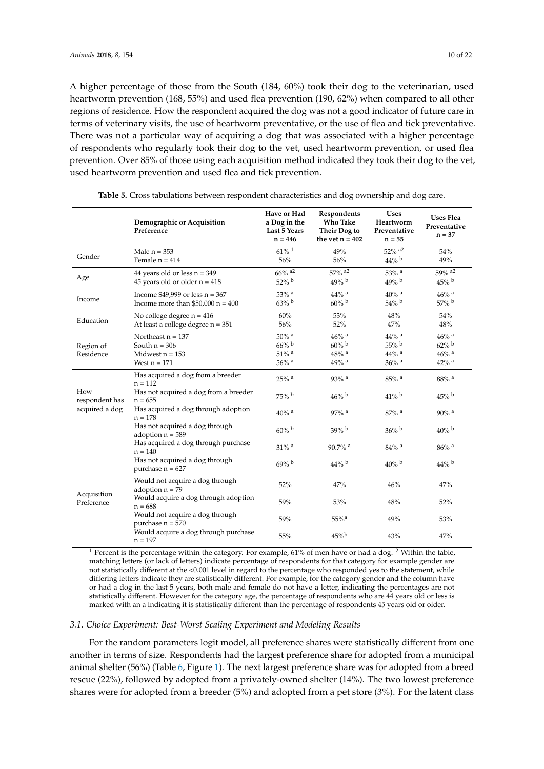A higher percentage of those from the South (184, 60%) took their dog to the veterinarian, used heartworm prevention (168, 55%) and used flea prevention (190, 62%) when compared to all other regions of residence. How the respondent acquired the dog was not a good indicator of future care in terms of veterinary visits, the use of heartworm preventative, or the use of flea and tick preventative. There was not a particular way of acquiring a dog that was associated with a higher percentage of respondents who regularly took their dog to the vet, used heartworm prevention, or used flea prevention. Over 85% of those using each acquisition method indicated they took their dog to the vet, used heartworm prevention and used flea and tick prevention.

**Table 5.** Cross tabulations between respondent characteristics and dog ownership and dog care.

| | Demographic or Acquisition Preference | Have or Had a Dog in the Last 5 Years n = 446 | Respondents Who Take Their Dog to the vet n = 402 | Uses Heartworm Preventative n = 55 | Uses Flea Preventative n = 37 |
|---|---|---|---|---|---|
| Gender | Male n = 353 | 61% [1] | 49% | 52% [a2] | 54% |
| | Female n = 414 | 56% | 56% | 44% [b] | 49% |
| Age | 44 years old or less n = 349 | 66% [a2] | 57% [a2] | 53% [a] | 59% [a2] |
| | 45 years old or older n = 418 | 52% [b] | 49% [b] | 49% [b] | 45% [b] |
| Income | Income $49,999 or less n = 367 | 53% [a] | 44% [a] | 40% [a] | 46% [a] |
| | Income more than $50,000 n = 400 | 63% [b] | 60% [b] | 54% [b] | 57% [b] |
| Education | No college degree n = 416 | 60% | 53% | 48% | 54% |
| | At least a college degree n = 351 | 56% | 52% | 47% | 48% |
| Region of Residence | Northeast n = 137 | 50% [a] | 46% [a] | 44% [a] | 46% [a] |
| | South n = 306 | 66% [b] | 60% [b] | 55% [b] | 62% [b] |
| | Midwest n = 153 | 51% [a] | 48% [a] | 44% [a] | 46% [a] |
| | West n = 171 | 56% [a] | 49% [a] | 36% [a] | 42% [a] |
| How respondent has acquired a dog | Has acquired a dog from a breeder n = 112 | 25% [a] | 93% [a] | 85% [a] | 88% [a] |
| | Has not acquired a dog from a breeder n = 655 | 75% [b] | 46% [b] | 41% [b] | 45% [b] |
| | Has acquired a dog through adoption n = 178 | 40% [a] | 97% [a] | 87% [a] | 90% [a] |
| | Has not acquired a dog through adoption n = 589 | 60% [b] | 39% [b] | 36% [b] | 40% [b] |
| | Has acquired a dog through purchase n = 140 | 31% [a] | 90.7% [a] | 84% [a] | 86% [a] |
| | Has not acquired a dog through purchase n = 627 | 69% [b] | 44% [b] | 40% [b] | 44% [b] |
| Acquisition Preference | Would not acquire a dog through adoption n = 79 | 52% | 47% | 46% | 47% |
| | Would acquire a dog through adoption n = 688 | 59% | 53% | 48% | 52% |
| | Would not acquire a dog through purchase n = 570 | 59% | 55% [a] | 49% | 53% |
| | Would acquire a dog through purchase n = 197 | 55% | 45% [b] | 43% | 47% |

[1] Percent is the percentage within the category. For example, 61% of men have or had a dog. [2] Within the table, matching letters (or lack of letters) indicate percentage of respondents for that category for example gender are not statistically different at the <0.001 level in regard to the percentage who responded yes to the statement, while differing letters indicate they are statistically different. For example, for the category gender and the column have or had a dog in the last 5 years, both male and female do not have a letter, indicating the percentages are not statistically different. However for the category age, the percentage of respondents who are 44 years old or less is marked with an a indicating it is statistically different than the percentage of respondents 45 years old or older.

### 3.1. Choice Experiment: Best-Worst Scaling Experiment and Modeling Results

For the random parameters logit model, all preference shares were statistically different from one another in terms of size. Respondents had the largest preference share for adopted from a municipal animal shelter (56%) (Table 6, Figure 1). The next largest preference share was for adopted from a breed rescue (22%), followed by adopted from a privately-owned shelter (14%). The two lowest preference shares were for adopted from a breeder (5%) and adopted from a pet store (3%). For the latent class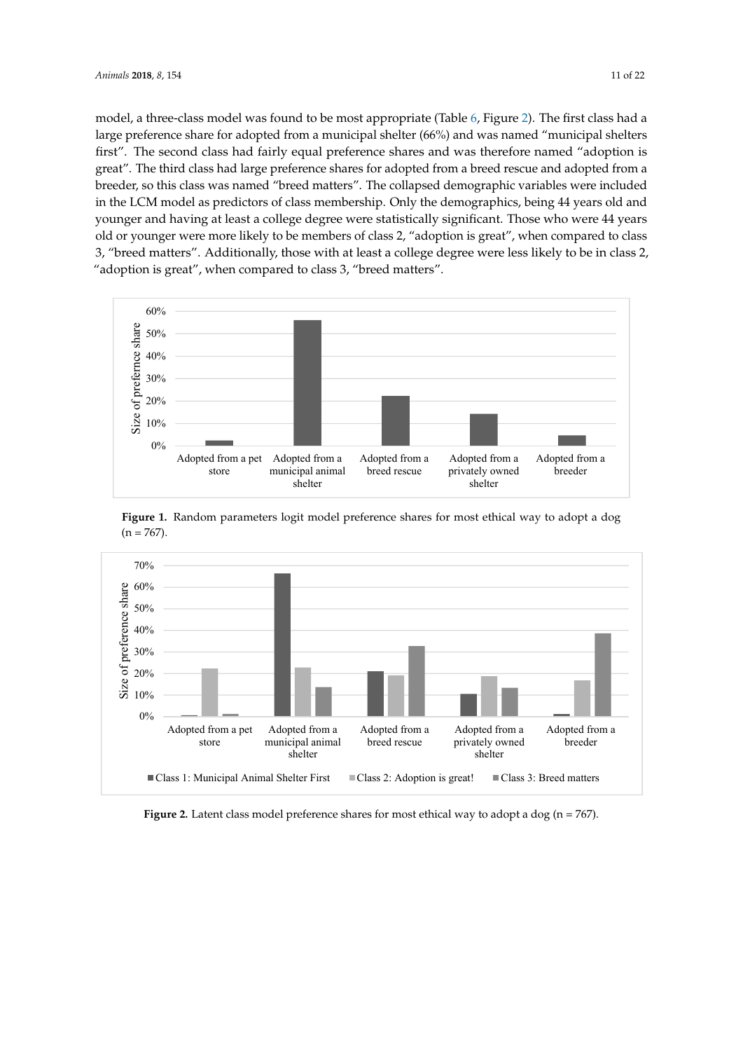model, a three-class model was found to be most appropriate (Table 6, Figure 2). The first class had a large preference share for adopted from a municipal shelter (66%) and was named "municipal shelters first". The second class had fairly equal preference shares and was therefore named "adoption is great". The third class had large preference shares for adopted from a breed rescue and adopted from a breeder, so this class was named "breed matters". The collapsed demographic variables were included in the LCM model as predictors of class membership. Only the demographics, being 44 years old and younger and having at least a college degree were statistically significant. Those who were 44 years old or younger were more likely to be members of class 2, "adoption is great", when compared to class 3, "breed matters". Additionally, those with at least a college degree were less likely to be in class 2, "adoption is great", when compared to class 3, "breed matters".

**Figure 1.** Random parameters logit model preference shares for most ethical way to adopt a dog (n = 767).

**Figure 2.** Latent class model preference shares for most ethical way to adopt a dog (n = 767).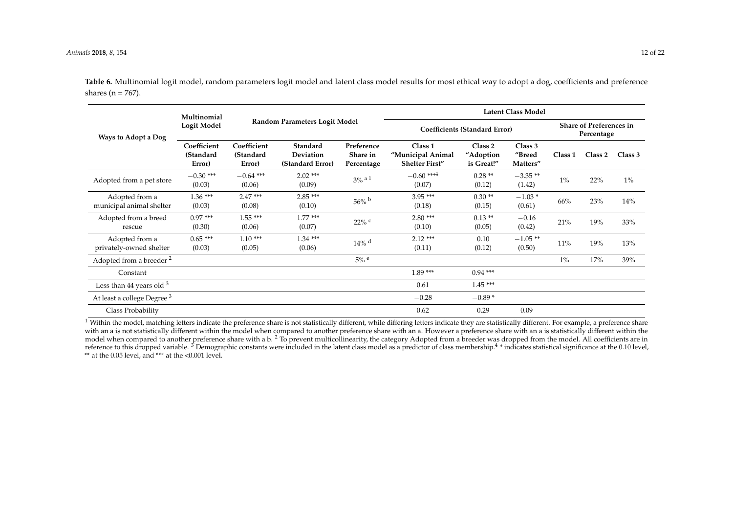**Table 6.** Multinomial logit model, random parameters logit model and latent class model results for most ethical way to adopt a dog, coefficients and preference shares (n = 767).

| Ways to Adopt a Dog | Multinomial Logit Model | Random Parameters Logit Model | | | Latent Class Model | | | | | |
|---|---|---|---|---|---|---|---|---|---|---|
| | | | | | Coefficients (Standard Error) | | | Share of Preferences in Percentage | | |
| | Coefficient (Standard Error) | Coefficient (Standard Error) | Standard Deviation (Standard Error) | Preference Share in Percentage | Class 1 "Municipal Animal Shelter First" | Class 2 "Adoption is Great!" | Class 3 "Breed Matters" | Class 1 | Class 2 | Class 3 |
| Adopted from a pet store | −0.30 *** (0.03) | −0.64 *** (0.06) | 2.02 *** (0.09) | 3% [a 1] | −0.60 ***[4] (0.07) | 0.28 ** (0.12) | −3.35 ** (1.42) | 1% | 22% | 1% |
| Adopted from a municipal animal shelter | 1.36 *** (0.03) | 2.47 *** (0.08) | 2.85 *** (0.10) | 56% [b] | 3.95 *** (0.18) | 0.30 ** (0.15) | −1.03 * (0.61) | 66% | 23% | 14% |
| Adopted from a breed rescue | 0.97 *** (0.30) | 1.55 *** (0.06) | 1.77 *** (0.07) | 22% [c] | 2.80 *** (0.10) | 0.13 ** (0.05) | −0.16 (0.42) | 21% | 19% | 33% |
| Adopted from a privately-owned shelter | 0.65 *** (0.03) | 1.10 *** (0.05) | 1.34 *** (0.06) | 14% [d] | 2.12 *** (0.11) | 0.10 (0.12) | −1.05 ** (0.50) | 11% | 19% | 13% |
| Adopted from a breeder [2] | | | | 5% [e] | | | | 1% | 17% | 39% |
| Constant | | | | | 1.89 *** | 0.94 *** | | | | |
| Less than 44 years old [3] | | | | | 0.61 | 1.45 *** | | | | |
| At least a college Degree [3] | | | | | −0.28 | −0.89 * | | | | |
| Class Probability | | | | | 0.62 | 0.29 | 0.09 | | | |

[1] Within the model, matching letters indicate the preference share is not statistically different, while differing letters indicate they are statistically different. For example, a preference share with an a is not statistically different within the model when compared to another preference share with an a. However a preference share with an a is statistically different within the model when compared to another preference share with a b. [2] To prevent multicollinearity, the category Adopted from a breeder was dropped from the model. All coefficients are in reference to this dropped variable. [3] Demographic constants were included in the latent class model as a predictor of class membership.[4] * indicates statistical significance at the 0.10 level, ** at the 0.05 level, and *** at the <0.001 level.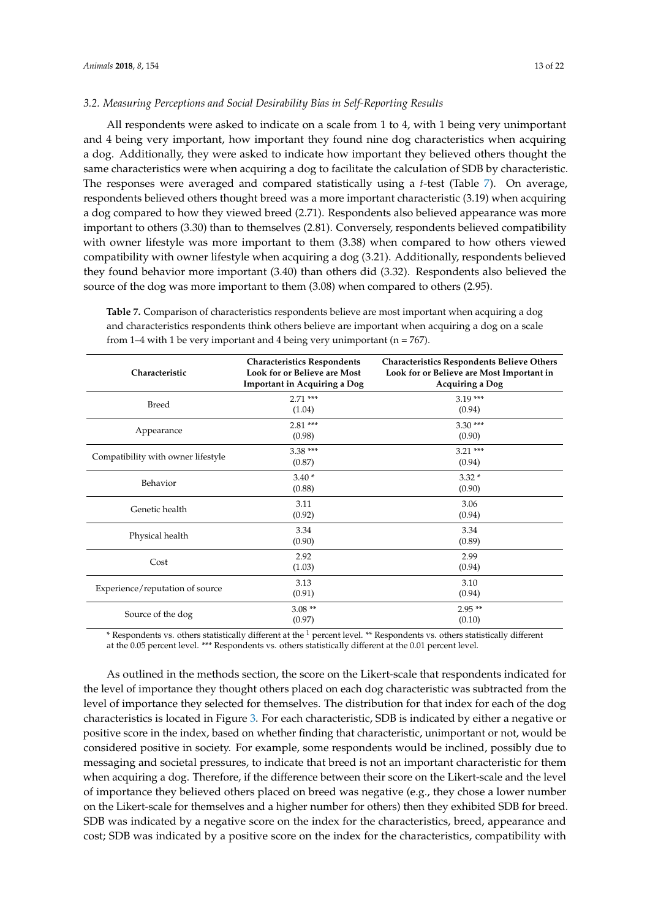### 3.2. Measuring Perceptions and Social Desirability Bias in Self-Reporting Results

All respondents were asked to indicate on a scale from 1 to 4, with 1 being very unimportant and 4 being very important, how important they found nine dog characteristics when acquiring a dog. Additionally, they were asked to indicate how important they believed others thought the same characteristics were when acquiring a dog to facilitate the calculation of SDB by characteristic. The responses were averaged and compared statistically using a *t*-test (Table 7). On average, respondents believed others thought breed was a more important characteristic (3.19) when acquiring a dog compared to how they viewed breed (2.71). Respondents also believed appearance was more important to others (3.30) than to themselves (2.81). Conversely, respondents believed compatibility with owner lifestyle was more important to them (3.38) when compared to how others viewed compatibility with owner lifestyle when acquiring a dog (3.21). Additionally, respondents believed they found behavior more important (3.40) than others did (3.32). Respondents also believed the source of the dog was more important to them (3.08) when compared to others (2.95).

**Table 7.** Comparison of characteristics respondents believe are most important when acquiring a dog and characteristics respondents think others believe are important when acquiring a dog on a scale from 1–4 with 1 be very important and 4 being very unimportant (n = 767).

| Characteristic | Characteristics Respondents Look for or Believe are Most Important in Acquiring a Dog | Characteristics Respondents Believe Others Look for or Believe are Most Important in Acquiring a Dog |
|---|---|---|
| Breed | 2.71 *** (1.04) | 3.19 *** (0.94) |
| Appearance | 2.81 *** (0.98) | 3.30 *** (0.90) |
| Compatibility with owner lifestyle | 3.38 *** (0.87) | 3.21 *** (0.94) |
| Behavior | 3.40 * (0.88) | 3.32 * (0.90) |
| Genetic health | 3.11 (0.92) | 3.06 (0.94) |
| Physical health | 3.34 (0.90) | 3.34 (0.89) |
| Cost | 2.92 (1.03) | 2.99 (0.94) |
| Experience/reputation of source | 3.13 (0.91) | 3.10 (0.94) |
| Source of the dog | 3.08 ** (0.97) | 2.95 ** (0.10) |

* Respondents vs. others statistically different at the [1] percent level. ** Respondents vs. others statistically different at the 0.05 percent level. *** Respondents vs. others statistically different at the 0.01 percent level.

As outlined in the methods section, the score on the Likert-scale that respondents indicated for the level of importance they thought others placed on each dog characteristic was subtracted from the level of importance they selected for themselves. The distribution for that index for each of the dog characteristics is located in Figure 3. For each characteristic, SDB is indicated by either a negative or positive score in the index, based on whether finding that characteristic, unimportant or not, would be considered positive in society. For example, some respondents would be inclined, possibly due to messaging and societal pressures, to indicate that breed is not an important characteristic for them when acquiring a dog. Therefore, if the difference between their score on the Likert-scale and the level of importance they believed others placed on breed was negative (e.g., they chose a lower number on the Likert-scale for themselves and a higher number for others) then they exhibited SDB for breed. SDB was indicated by a negative score on the index for the characteristics, breed, appearance and cost; SDB was indicated by a positive score on the index for the characteristics, compatibility with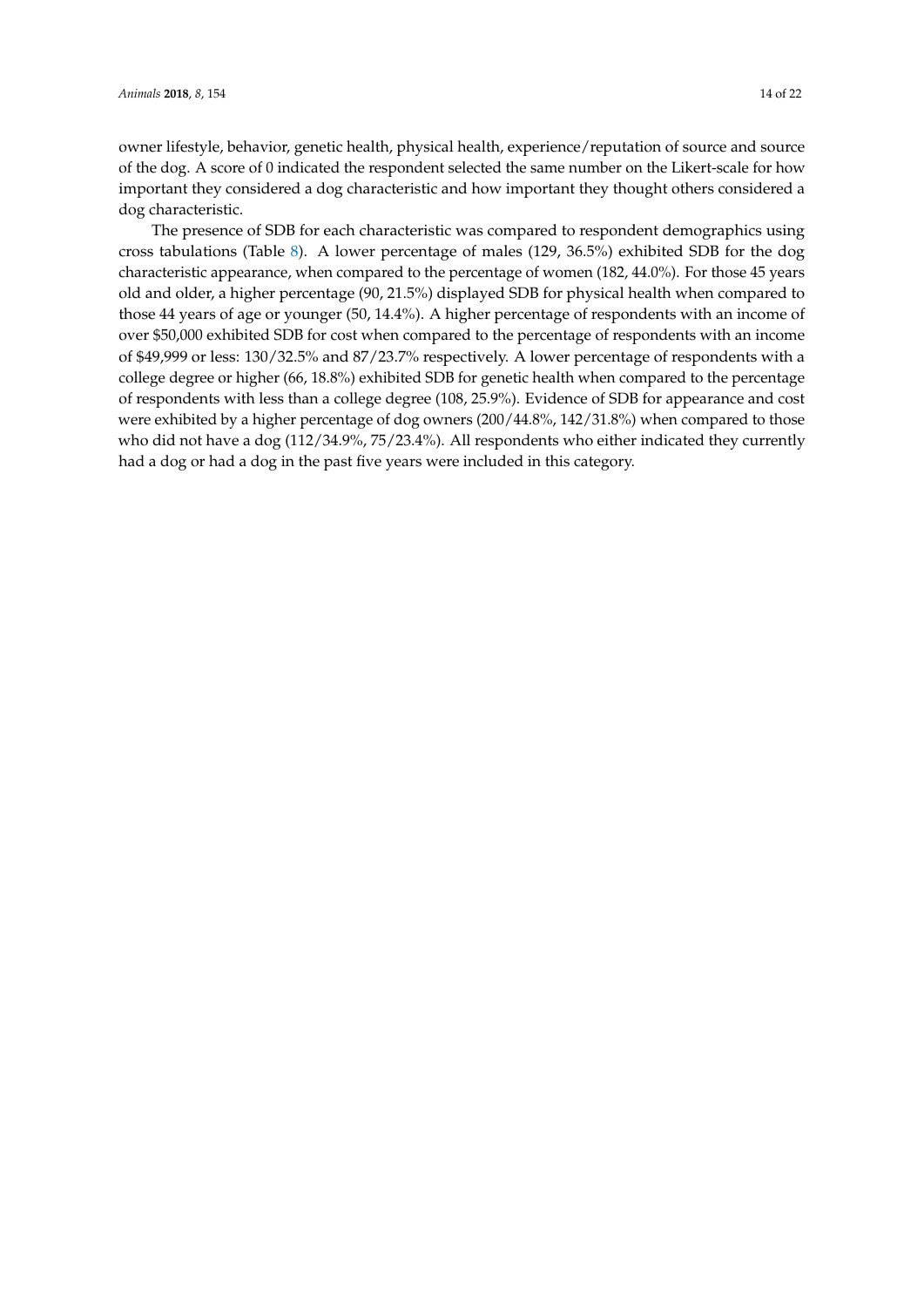owner lifestyle, behavior, genetic health, physical health, experience/reputation of source and source of the dog. A score of 0 indicated the respondent selected the same number on the Likert-scale for how important they considered a dog characteristic and how important they thought others considered a dog characteristic.

The presence of SDB for each characteristic was compared to respondent demographics using cross tabulations (Table 8). A lower percentage of males (129, 36.5%) exhibited SDB for the dog characteristic appearance, when compared to the percentage of women (182, 44.0%). For those 45 years old and older, a higher percentage (90, 21.5%) displayed SDB for physical health when compared to those 44 years of age or younger (50, 14.4%). A higher percentage of respondents with an income of over $50,000 exhibited SDB for cost when compared to the percentage of respondents with an income of $49,999 or less: 130/32.5% and 87/23.7% respectively. A lower percentage of respondents with a college degree or higher (66, 18.8%) exhibited SDB for genetic health when compared to the percentage of respondents with less than a college degree (108, 25.9%). Evidence of SDB for appearance and cost were exhibited by a higher percentage of dog owners (200/44.8%, 142/31.8%) when compared to those who did not have a dog (112/34.9%, 75/23.4%). All respondents who either indicated they currently had a dog or had a dog in the past five years were included in this category.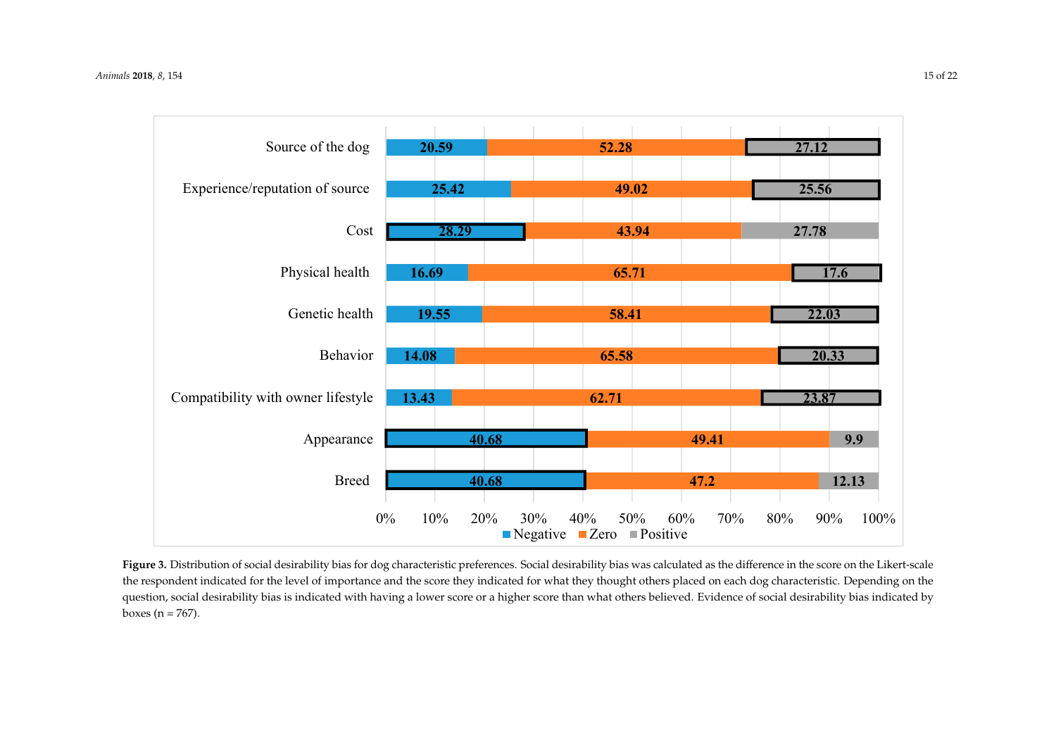| | Negative | Zero | Positive |
|---|---|---|---|
| Source of the dog | 20.59 | 52.28 | 27.12 |
| Experience/reputation of source | 25.42 | 49.02 | 25.56 |
| Cost | 28.29 | 43.94 | 27.78 |
| Physical health | 16.69 | 65.71 | 17.6 |
| Genetic health | 19.55 | 58.41 | 22.03 |
| Behavior | 14.08 | 65.58 | 20.33 |
| Compatibility with owner lifestyle | 13.43 | 62.71 | 23.87 |
| Appearance | 40.68 | 49.41 | 9.9 |
| Breed | 40.68 | 47.2 | 12.13 |

**Figure 3.** Distribution of social desirability bias for dog characteristic preferences. Social desirability bias was calculated as the difference in the score on the Likert-scale the respondent indicated for the level of importance and the score they indicated for what they thought others placed on each dog characteristic. Depending on the question, social desirability bias is indicated with having a lower score or a higher score than what others believed. Evidence of social desirability bias indicated by boxes (n = 767).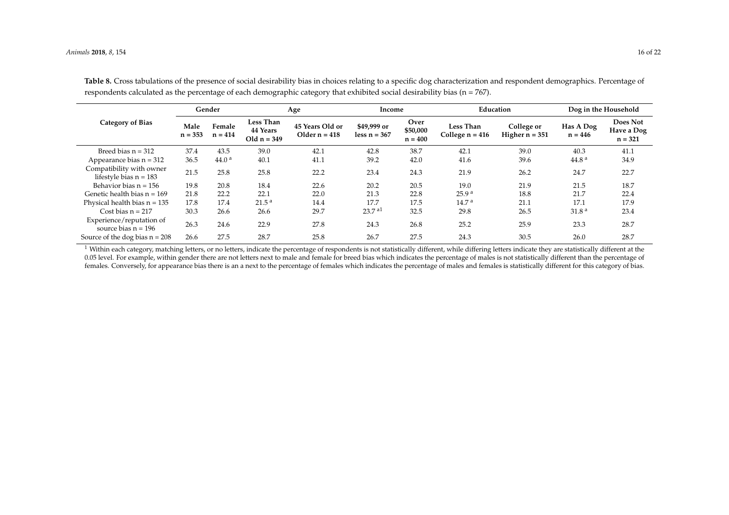**Table 8.** Cross tabulations of the presence of social desirability bias in choices relating to a specific dog characterization and respondent demographics. Percentage of respondents calculated as the percentage of each demographic category that exhibited social desirability bias (n = 767).

| Category of Bias | Gender | | Age | | Income | | Education | | Dog in the Household | |
|---|---|---|---|---|---|---|---|---|---|---|
| | Male n = 353 | Female n = 414 | Less Than 44 Years Old n = 349 | 45 Years Old or Older n = 418 | $49,999 or less n = 367 | Over $50,000 n = 400 | Less Than College n = 416 | College or Higher n = 351 | Has A Dog n = 446 | Does Not Have a Dog n = 321 |
| Breed bias n = 312 | 37.4 | 43.5 | 39.0 | 42.1 | 42.8 | 38.7 | 42.1 | 39.0 | 40.3 | 41.1 |
| Appearance bias n = 312 | 36.5 | 44.0 [a] | 40.1 | 41.1 | 39.2 | 42.0 | 41.6 | 39.6 | 44.8 [a] | 34.9 |
| Compatibility with owner lifestyle bias n = 183 | 21.5 | 25.8 | 25.8 | 22.2 | 23.4 | 24.3 | 21.9 | 26.2 | 24.7 | 22.7 |
| Behavior bias n = 156 | 19.8 | 20.8 | 18.4 | 22.6 | 20.2 | 20.5 | 19.0 | 21.9 | 21.5 | 18.7 |
| Genetic health bias n = 169 | 21.8 | 22.2 | 22.1 | 22.0 | 21.3 | 22.8 | 25.9 [a] | 18.8 | 21.7 | 22.4 |
| Physical health bias n = 135 | 17.8 | 17.4 | 21.5 [a] | 14.4 | 17.7 | 17.5 | 14.7 [a] | 21.1 | 17.1 | 17.9 |
| Cost bias n = 217 | 30.3 | 26.6 | 26.6 | 29.7 | 23.7 [a1] | 32.5 | 29.8 | 26.5 | 31.8 [a] | 23.4 |
| Experience/reputation of source bias n = 196 | 26.3 | 24.6 | 22.9 | 27.8 | 24.3 | 26.8 | 25.2 | 25.9 | 23.3 | 28.7 |
| Source of the dog bias n = 208 | 26.6 | 27.5 | 28.7 | 25.8 | 26.7 | 27.5 | 24.3 | 30.5 | 26.0 | 28.7 |

[1] Within each category, matching letters, or no letters, indicate the percentage of respondents is not statistically different, while differing letters indicate they are statistically different at the 0.05 level. For example, within gender there are not letters next to male and female for breed bias which indicates the percentage of males is not statistically different than the percentage of females. Conversely, for appearance bias there is an a next to the percentage of females which indicates the percentage of males and females is statistically different for this category of bias.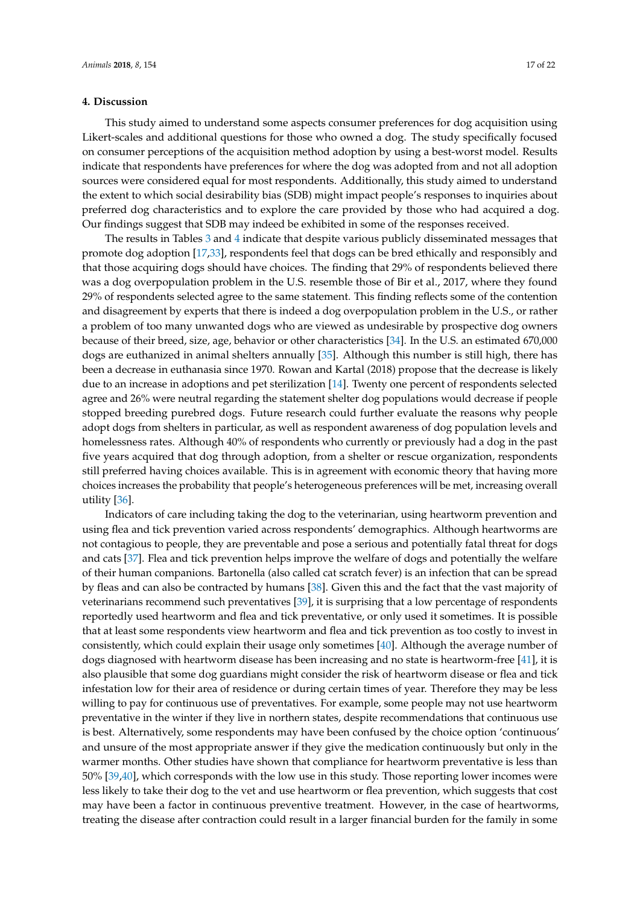## 4. Discussion

This study aimed to understand some aspects consumer preferences for dog acquisition using Likert-scales and additional questions for those who owned a dog. The study specifically focused on consumer perceptions of the acquisition method adoption by using a best-worst model. Results indicate that respondents have preferences for where the dog was adopted from and not all adoption sources were considered equal for most respondents. Additionally, this study aimed to understand the extent to which social desirability bias (SDB) might impact people's responses to inquiries about preferred dog characteristics and to explore the care provided by those who had acquired a dog. Our findings suggest that SDB may indeed be exhibited in some of the responses received.

The results in Tables 3 and 4 indicate that despite various publicly disseminated messages that promote dog adoption [17,33], respondents feel that dogs can be bred ethically and responsibly and that those acquiring dogs should have choices. The finding that 29% of respondents believed there was a dog overpopulation problem in the U.S. resemble those of Bir et al., 2017, where they found 29% of respondents selected agree to the same statement. This finding reflects some of the contention and disagreement by experts that there is indeed a dog overpopulation problem in the U.S., or rather a problem of too many unwanted dogs who are viewed as undesirable by prospective dog owners because of their breed, size, age, behavior or other characteristics [34]. In the U.S. an estimated 670,000 dogs are euthanized in animal shelters annually [35]. Although this number is still high, there has been a decrease in euthanasia since 1970. Rowan and Kartal (2018) propose that the decrease is likely due to an increase in adoptions and pet sterilization [14]. Twenty one percent of respondents selected agree and 26% were neutral regarding the statement shelter dog populations would decrease if people stopped breeding purebred dogs. Future research could further evaluate the reasons why people adopt dogs from shelters in particular, as well as respondent awareness of dog population levels and homelessness rates. Although 40% of respondents who currently or previously had a dog in the past five years acquired that dog through adoption, from a shelter or rescue organization, respondents still preferred having choices available. This is in agreement with economic theory that having more choices increases the probability that people's heterogeneous preferences will be met, increasing overall utility [36].

Indicators of care including taking the dog to the veterinarian, using heartworm prevention and using flea and tick prevention varied across respondents' demographics. Although heartworms are not contagious to people, they are preventable and pose a serious and potentially fatal threat for dogs and cats [37]. Flea and tick prevention helps improve the welfare of dogs and potentially the welfare of their human companions. Bartonella (also called cat scratch fever) is an infection that can be spread by fleas and can also be contracted by humans [38]. Given this and the fact that the vast majority of veterinarians recommend such preventatives [39], it is surprising that a low percentage of respondents reportedly used heartworm and flea and tick preventative, or only used it sometimes. It is possible that at least some respondents view heartworm and flea and tick prevention as too costly to invest in consistently, which could explain their usage only sometimes [40]. Although the average number of dogs diagnosed with heartworm disease has been increasing and no state is heartworm-free [41], it is also plausible that some dog guardians might consider the risk of heartworm disease or flea and tick infestation low for their area of residence or during certain times of year. Therefore they may be less willing to pay for continuous use of preventatives. For example, some people may not use heartworm preventative in the winter if they live in northern states, despite recommendations that continuous use is best. Alternatively, some respondents may have been confused by the choice option 'continuous' and unsure of the most appropriate answer if they give the medication continuously but only in the warmer months. Other studies have shown that compliance for heartworm preventative is less than 50% [39,40], which corresponds with the low use in this study. Those reporting lower incomes were less likely to take their dog to the vet and use heartworm or flea prevention, which suggests that cost may have been a factor in continuous preventive treatment. However, in the case of heartworms, treating the disease after contraction could result in a larger financial burden for the family in some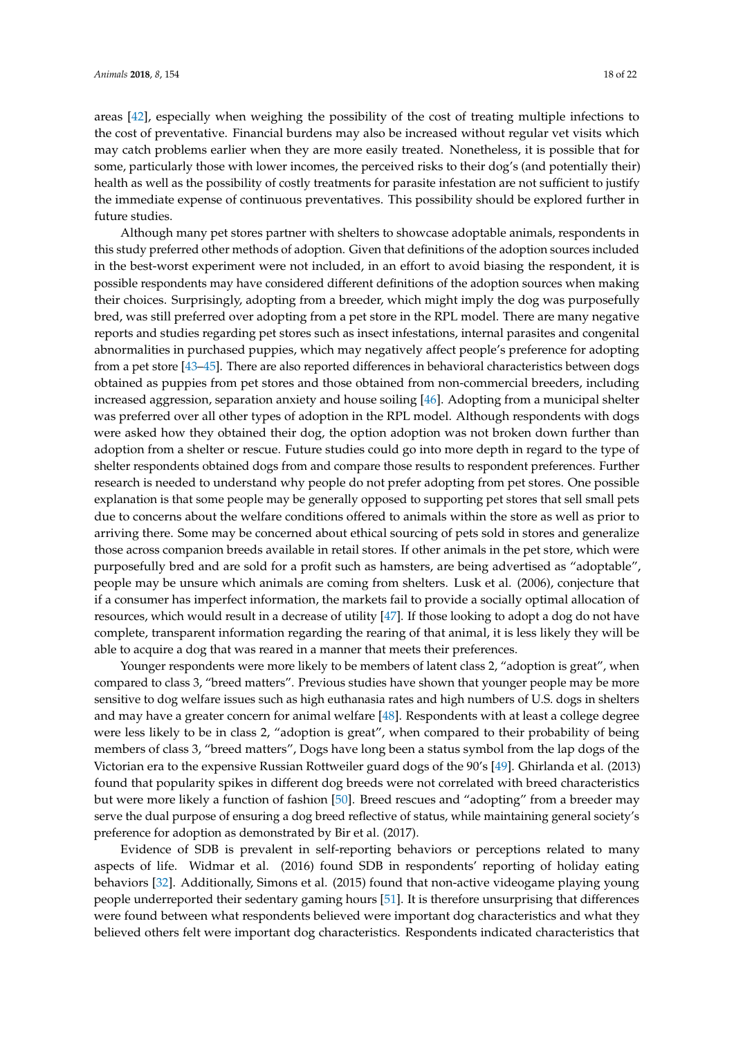areas [42], especially when weighing the possibility of the cost of treating multiple infections to the cost of preventative. Financial burdens may also be increased without regular vet visits which may catch problems earlier when they are more easily treated. Nonetheless, it is possible that for some, particularly those with lower incomes, the perceived risks to their dog's (and potentially their) health as well as the possibility of costly treatments for parasite infestation are not sufficient to justify the immediate expense of continuous preventatives. This possibility should be explored further in future studies.

Although many pet stores partner with shelters to showcase adoptable animals, respondents in this study preferred other methods of adoption. Given that definitions of the adoption sources included in the best-worst experiment were not included, in an effort to avoid biasing the respondent, it is possible respondents may have considered different definitions of the adoption sources when making their choices. Surprisingly, adopting from a breeder, which might imply the dog was purposefully bred, was still preferred over adopting from a pet store in the RPL model. There are many negative reports and studies regarding pet stores such as insect infestations, internal parasites and congenital abnormalities in purchased puppies, which may negatively affect people's preference for adopting from a pet store [43–45]. There are also reported differences in behavioral characteristics between dogs obtained as puppies from pet stores and those obtained from non-commercial breeders, including increased aggression, separation anxiety and house soiling [46]. Adopting from a municipal shelter was preferred over all other types of adoption in the RPL model. Although respondents with dogs were asked how they obtained their dog, the option adoption was not broken down further than adoption from a shelter or rescue. Future studies could go into more depth in regard to the type of shelter respondents obtained dogs from and compare those results to respondent preferences. Further research is needed to understand why people do not prefer adopting from pet stores. One possible explanation is that some people may be generally opposed to supporting pet stores that sell small pets due to concerns about the welfare conditions offered to animals within the store as well as prior to arriving there. Some may be concerned about ethical sourcing of pets sold in stores and generalize those across companion breeds available in retail stores. If other animals in the pet store, which were purposefully bred and are sold for a profit such as hamsters, are being advertised as "adoptable", people may be unsure which animals are coming from shelters. Lusk et al. (2006), conjecture that if a consumer has imperfect information, the markets fail to provide a socially optimal allocation of resources, which would result in a decrease of utility [47]. If those looking to adopt a dog do not have complete, transparent information regarding the rearing of that animal, it is less likely they will be able to acquire a dog that was reared in a manner that meets their preferences.

Younger respondents were more likely to be members of latent class 2, "adoption is great", when compared to class 3, "breed matters". Previous studies have shown that younger people may be more sensitive to dog welfare issues such as high euthanasia rates and high numbers of U.S. dogs in shelters and may have a greater concern for animal welfare [48]. Respondents with at least a college degree were less likely to be in class 2, "adoption is great", when compared to their probability of being members of class 3, "breed matters", Dogs have long been a status symbol from the lap dogs of the Victorian era to the expensive Russian Rottweiler guard dogs of the 90's [49]. Ghirlanda et al. (2013) found that popularity spikes in different dog breeds were not correlated with breed characteristics but were more likely a function of fashion [50]. Breed rescues and "adopting" from a breeder may serve the dual purpose of ensuring a dog breed reflective of status, while maintaining general society's preference for adoption as demonstrated by Bir et al. (2017).

Evidence of SDB is prevalent in self-reporting behaviors or perceptions related to many aspects of life. Widmar et al. (2016) found SDB in respondents' reporting of holiday eating behaviors [32]. Additionally, Simons et al. (2015) found that non-active videogame playing young people underreported their sedentary gaming hours [51]. It is therefore unsurprising that differences were found between what respondents believed were important dog characteristics and what they believed others felt were important dog characteristics. Respondents indicated characteristics that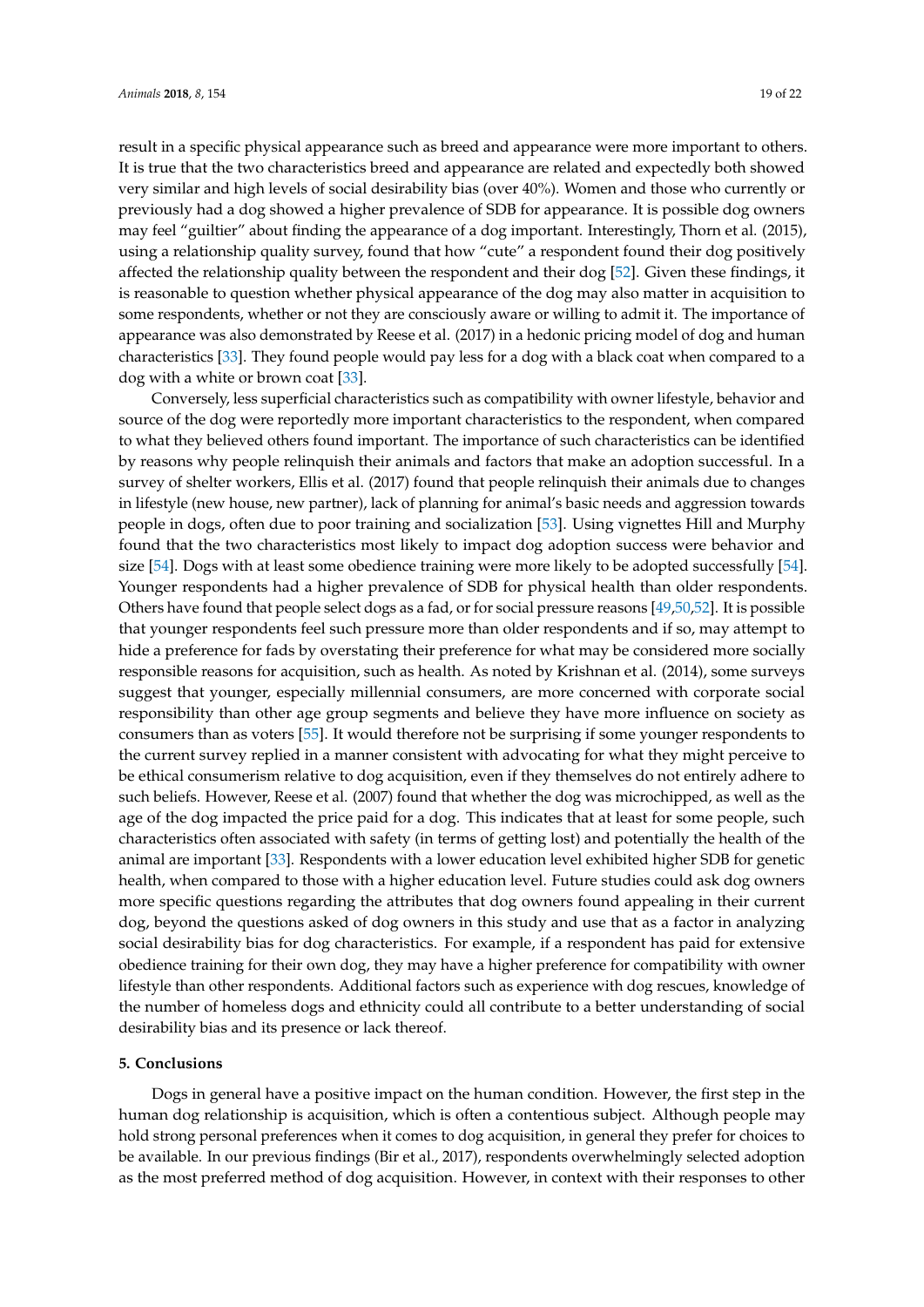result in a specific physical appearance such as breed and appearance were more important to others. It is true that the two characteristics breed and appearance are related and expectedly both showed very similar and high levels of social desirability bias (over 40%). Women and those who currently or previously had a dog showed a higher prevalence of SDB for appearance. It is possible dog owners may feel "guiltier" about finding the appearance of a dog important. Interestingly, Thorn et al. (2015), using a relationship quality survey, found that how "cute" a respondent found their dog positively affected the relationship quality between the respondent and their dog [52]. Given these findings, it is reasonable to question whether physical appearance of the dog may also matter in acquisition to some respondents, whether or not they are consciously aware or willing to admit it. The importance of appearance was also demonstrated by Reese et al. (2017) in a hedonic pricing model of dog and human characteristics [33]. They found people would pay less for a dog with a black coat when compared to a dog with a white or brown coat [33].

Conversely, less superficial characteristics such as compatibility with owner lifestyle, behavior and source of the dog were reportedly more important characteristics to the respondent, when compared to what they believed others found important. The importance of such characteristics can be identified by reasons why people relinquish their animals and factors that make an adoption successful. In a survey of shelter workers, Ellis et al. (2017) found that people relinquish their animals due to changes in lifestyle (new house, new partner), lack of planning for animal's basic needs and aggression towards people in dogs, often due to poor training and socialization [53]. Using vignettes Hill and Murphy found that the two characteristics most likely to impact dog adoption success were behavior and size [54]. Dogs with at least some obedience training were more likely to be adopted successfully [54]. Younger respondents had a higher prevalence of SDB for physical health than older respondents. Others have found that people select dogs as a fad, or for social pressure reasons [49,50,52]. It is possible that younger respondents feel such pressure more than older respondents and if so, may attempt to hide a preference for fads by overstating their preference for what may be considered more socially responsible reasons for acquisition, such as health. As noted by Krishnan et al. (2014), some surveys suggest that younger, especially millennial consumers, are more concerned with corporate social responsibility than other age group segments and believe they have more influence on society as consumers than as voters [55]. It would therefore not be surprising if some younger respondents to the current survey replied in a manner consistent with advocating for what they might perceive to be ethical consumerism relative to dog acquisition, even if they themselves do not entirely adhere to such beliefs. However, Reese et al. (2007) found that whether the dog was microchipped, as well as the age of the dog impacted the price paid for a dog. This indicates that at least for some people, such characteristics often associated with safety (in terms of getting lost) and potentially the health of the animal are important [33]. Respondents with a lower education level exhibited higher SDB for genetic health, when compared to those with a higher education level. Future studies could ask dog owners more specific questions regarding the attributes that dog owners found appealing in their current dog, beyond the questions asked of dog owners in this study and use that as a factor in analyzing social desirability bias for dog characteristics. For example, if a respondent has paid for extensive obedience training for their own dog, they may have a higher preference for compatibility with owner lifestyle than other respondents. Additional factors such as experience with dog rescues, knowledge of the number of homeless dogs and ethnicity could all contribute to a better understanding of social desirability bias and its presence or lack thereof.

## 5. Conclusions

Dogs in general have a positive impact on the human condition. However, the first step in the human dog relationship is acquisition, which is often a contentious subject. Although people may hold strong personal preferences when it comes to dog acquisition, in general they prefer for choices to be available. In our previous findings (Bir et al., 2017), respondents overwhelmingly selected adoption as the most preferred method of dog acquisition. However, in context with their responses to other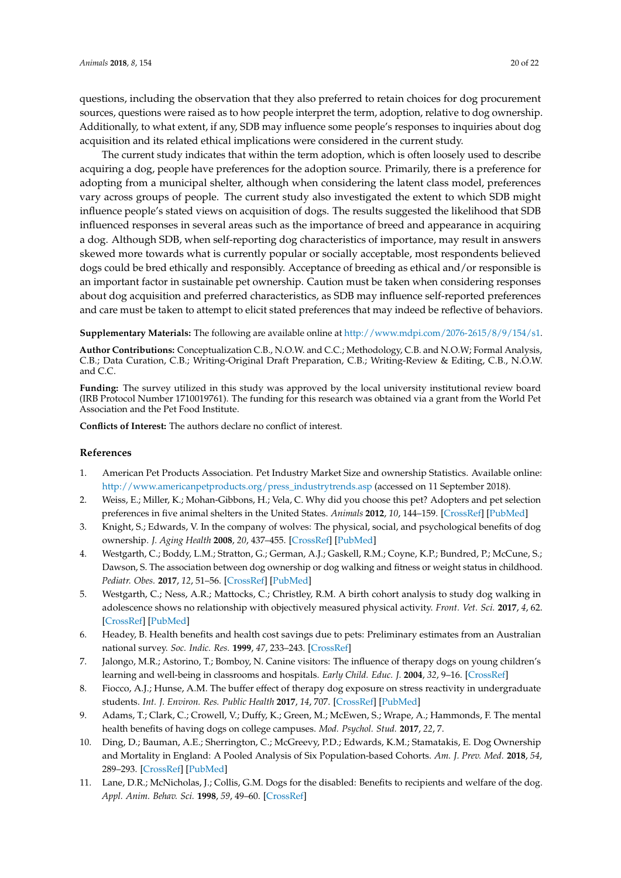questions, including the observation that they also preferred to retain choices for dog procurement sources, questions were raised as to how people interpret the term, adoption, relative to dog ownership. Additionally, to what extent, if any, SDB may influence some people's responses to inquiries about dog acquisition and its related ethical implications were considered in the current study.

The current study indicates that within the term adoption, which is often loosely used to describe acquiring a dog, people have preferences for the adoption source. Primarily, there is a preference for adopting from a municipal shelter, although when considering the latent class model, preferences vary across groups of people. The current study also investigated the extent to which SDB might influence people's stated views on acquisition of dogs. The results suggested the likelihood that SDB influenced responses in several areas such as the importance of breed and appearance in acquiring a dog. Although SDB, when self-reporting dog characteristics of importance, may result in answers skewed more towards what is currently popular or socially acceptable, most respondents believed dogs could be bred ethically and responsibly. Acceptance of breeding as ethical and/or responsible is an important factor in sustainable pet ownership. Caution must be taken when considering responses about dog acquisition and preferred characteristics, as SDB may influence self-reported preferences and care must be taken to attempt to elicit stated preferences that may indeed be reflective of behaviors.

**Supplementary Materials:** The following are available online at http://www.mdpi.com/2076-2615/8/9/154/s1.

**Author Contributions:** Conceptualization C.B., N.O.W. and C.C.; Methodology, C.B. and N.O.W; Formal Analysis, C.B.; Data Curation, C.B.; Writing-Original Draft Preparation, C.B.; Writing-Review & Editing, C.B., N.O.W. and C.C.

**Funding:** The survey utilized in this study was approved by the local university institutional review board (IRB Protocol Number 1710019761). The funding for this research was obtained via a grant from the World Pet Association and the Pet Food Institute.

**Conflicts of Interest:** The authors declare no conflict of interest.

## References

1. American Pet Products Association. Pet Industry Market Size and ownership Statistics. Available online: http://www.americanpetproducts.org/press_industrytrends.asp (accessed on 11 September 2018).
2. Weiss, E.; Miller, K.; Mohan-Gibbons, H.; Vela, C. Why did you choose this pet? Adopters and pet selection preferences in five animal shelters in the United States. *Animals* **2012**, *10*, 144–159. [CrossRef] [PubMed]
3. Knight, S.; Edwards, V. In the company of wolves: The physical, social, and psychological benefits of dog ownership. *J. Aging Health* **2008**, *20*, 437–455. [CrossRef] [PubMed]
4. Westgarth, C.; Boddy, L.M.; Stratton, G.; German, A.J.; Gaskell, R.M.; Coyne, K.P.; Bundred, P.; McCune, S.; Dawson, S. The association between dog ownership or dog walking and fitness or weight status in childhood. *Pediatr. Obes.* **2017**, *12*, 51–56. [CrossRef] [PubMed]
5. Westgarth, C.; Ness, A.R.; Mattocks, C.; Christley, R.M. A birth cohort analysis to study dog walking in adolescence shows no relationship with objectively measured physical activity. *Front. Vet. Sci.* **2017**, *4*, 62. [CrossRef] [PubMed]
6. Headey, B. Health benefits and health cost savings due to pets: Preliminary estimates from an Australian national survey. *Soc. Indic. Res.* **1999**, *47*, 233–243. [CrossRef]
7. Jalongo, M.R.; Astorino, T.; Bomboy, N. Canine visitors: The influence of therapy dogs on young children's learning and well-being in classrooms and hospitals. *Early Child. Educ. J.* **2004**, *32*, 9–16. [CrossRef]
8. Fiocco, A.J.; Hunse, A.M. The buffer effect of therapy dog exposure on stress reactivity in undergraduate students. *Int. J. Environ. Res. Public Health* **2017**, *14*, 707. [CrossRef] [PubMed]
9. Adams, T.; Clark, C.; Crowell, V.; Duffy, K.; Green, M.; McEwen, S.; Wrape, A.; Hammonds, F. The mental health benefits of having dogs on college campuses. *Mod. Psychol. Stud.* **2017**, *22*, 7.
10. Ding, D.; Bauman, A.E.; Sherrington, C.; McGreevy, P.D.; Edwards, K.M.; Stamatakis, E. Dog Ownership and Mortality in England: A Pooled Analysis of Six Population-based Cohorts. *Am. J. Prev. Med.* **2018**, *54*, 289–293. [CrossRef] [PubMed]
11. Lane, D.R.; McNicholas, J.; Collis, G.M. Dogs for the disabled: Benefits to recipients and welfare of the dog. *Appl. Anim. Behav. Sci.* **1998**, *59*, 49–60. [CrossRef]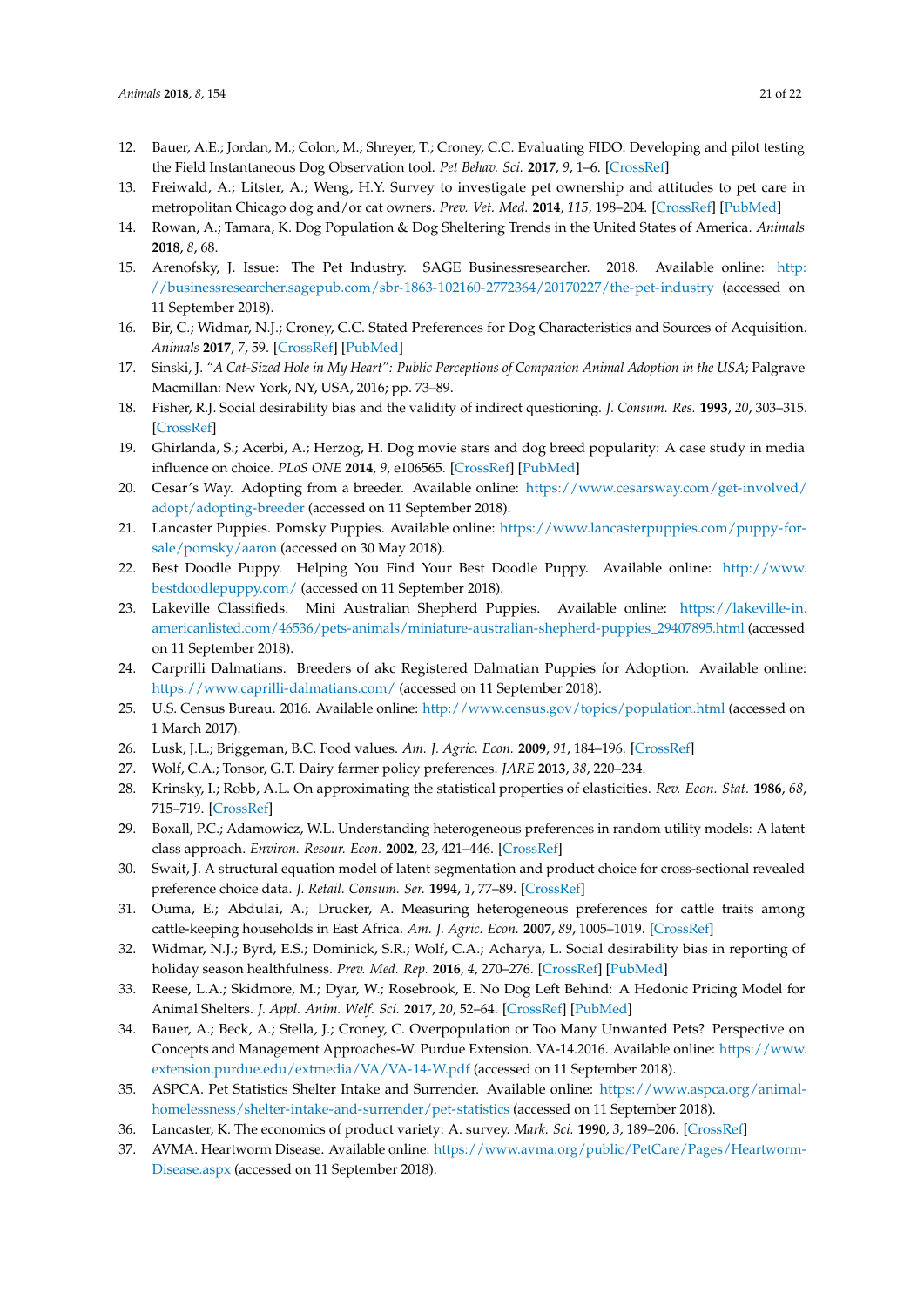12. Bauer, A.E.; Jordan, M.; Colon, M.; Shreyer, T.; Croney, C.C. Evaluating FIDO: Developing and pilot testing the Field Instantaneous Dog Observation tool. *Pet Behav. Sci.* **2017**, *9*, 1–6. [CrossRef]
13. Freiwald, A.; Litster, A.; Weng, H.Y. Survey to investigate pet ownership and attitudes to pet care in metropolitan Chicago dog and/or cat owners. *Prev. Vet. Med.* **2014**, *115*, 198–204. [CrossRef] [PubMed]
14. Rowan, A.; Tamara, K. Dog Population & Dog Sheltering Trends in the United States of America. *Animals* **2018**, *8*, 68.
15. Arenofsky, J. Issue: The Pet Industry. SAGE Businessresearcher. 2018. Available online: http://businessresearcher.sagepub.com/sbr-1863-102160-2772364/20170227/the-pet-industry (accessed on 11 September 2018).
16. Bir, C.; Widmar, N.J.; Croney, C.C. Stated Preferences for Dog Characteristics and Sources of Acquisition. *Animals* **2017**, *7*, 59. [CrossRef] [PubMed]
17. Sinski, J. *"A Cat-Sized Hole in My Heart": Public Perceptions of Companion Animal Adoption in the USA*; Palgrave Macmillan: New York, NY, USA, 2016; pp. 73–89.
18. Fisher, R.J. Social desirability bias and the validity of indirect questioning. *J. Consum. Res.* **1993**, *20*, 303–315. [CrossRef]
19. Ghirlanda, S.; Acerbi, A.; Herzog, H. Dog movie stars and dog breed popularity: A case study in media influence on choice. *PLoS ONE* **2014**, *9*, e106565. [CrossRef] [PubMed]
20. Cesar's Way. Adopting from a breeder. Available online: https://www.cesarsway.com/get-involved/adopt/adopting-breeder (accessed on 11 September 2018).
21. Lancaster Puppies. Pomsky Puppies. Available online: https://www.lancasterpuppies.com/puppy-for-sale/pomsky/aaron (accessed on 30 May 2018).
22. Best Doodle Puppy. Helping You Find Your Best Doodle Puppy. Available online: http://www.bestdoodlepuppy.com/ (accessed on 11 September 2018).
23. Lakeville Classifieds. Mini Australian Shepherd Puppies. Available online: https://lakeville-in.americanlisted.com/46536/pets-animals/miniature-australian-shepherd-puppies_29407895.html (accessed on 11 September 2018).
24. Carprilli Dalmatians. Breeders of akc Registered Dalmatian Puppies for Adoption. Available online: https://www.caprilli-dalmatians.com/ (accessed on 11 September 2018).
25. U.S. Census Bureau. 2016. Available online: http://www.census.gov/topics/population.html (accessed on 1 March 2017).
26. Lusk, J.L.; Briggeman, B.C. Food values. *Am. J. Agric. Econ.* **2009**, *91*, 184–196. [CrossRef]
27. Wolf, C.A.; Tonsor, G.T. Dairy farmer policy preferences. *JARE* **2013**, *38*, 220–234.
28. Krinsky, I.; Robb, A.L. On approximating the statistical properties of elasticities. *Rev. Econ. Stat.* **1986**, *68*, 715–719. [CrossRef]
29. Boxall, P.C.; Adamowicz, W.L. Understanding heterogeneous preferences in random utility models: A latent class approach. *Environ. Resour. Econ.* **2002**, *23*, 421–446. [CrossRef]
30. Swait, J. A structural equation model of latent segmentation and product choice for cross-sectional revealed preference choice data. *J. Retail. Consum. Ser.* **1994**, *1*, 77–89. [CrossRef]
31. Ouma, E.; Abdulai, A.; Drucker, A. Measuring heterogeneous preferences for cattle traits among cattle-keeping households in East Africa. *Am. J. Agric. Econ.* **2007**, *89*, 1005–1019. [CrossRef]
32. Widmar, N.J.; Byrd, E.S.; Dominick, S.R.; Wolf, C.A.; Acharya, L. Social desirability bias in reporting of holiday season healthfulness. *Prev. Med. Rep.* **2016**, *4*, 270–276. [CrossRef] [PubMed]
33. Reese, L.A.; Skidmore, M.; Dyar, W.; Rosebrook, E. No Dog Left Behind: A Hedonic Pricing Model for Animal Shelters. *J. Appl. Anim. Welf. Sci.* **2017**, *20*, 52–64. [CrossRef] [PubMed]
34. Bauer, A.; Beck, A.; Stella, J.; Croney, C. Overpopulation or Too Many Unwanted Pets? Perspective on Concepts and Management Approaches-W. Purdue Extension. VA-14.2016. Available online: https://www.extension.purdue.edu/extmedia/VA/VA-14-W.pdf (accessed on 11 September 2018).
35. ASPCA. Pet Statistics Shelter Intake and Surrender. Available online: https://www.aspca.org/animal-homelessness/shelter-intake-and-surrender/pet-statistics (accessed on 11 September 2018).
36. Lancaster, K. The economics of product variety: A. survey. *Mark. Sci.* **1990**, *3*, 189–206. [CrossRef]
37. AVMA. Heartworm Disease. Available online: https://www.avma.org/public/PetCare/Pages/Heartworm-Disease.aspx (accessed on 11 September 2018).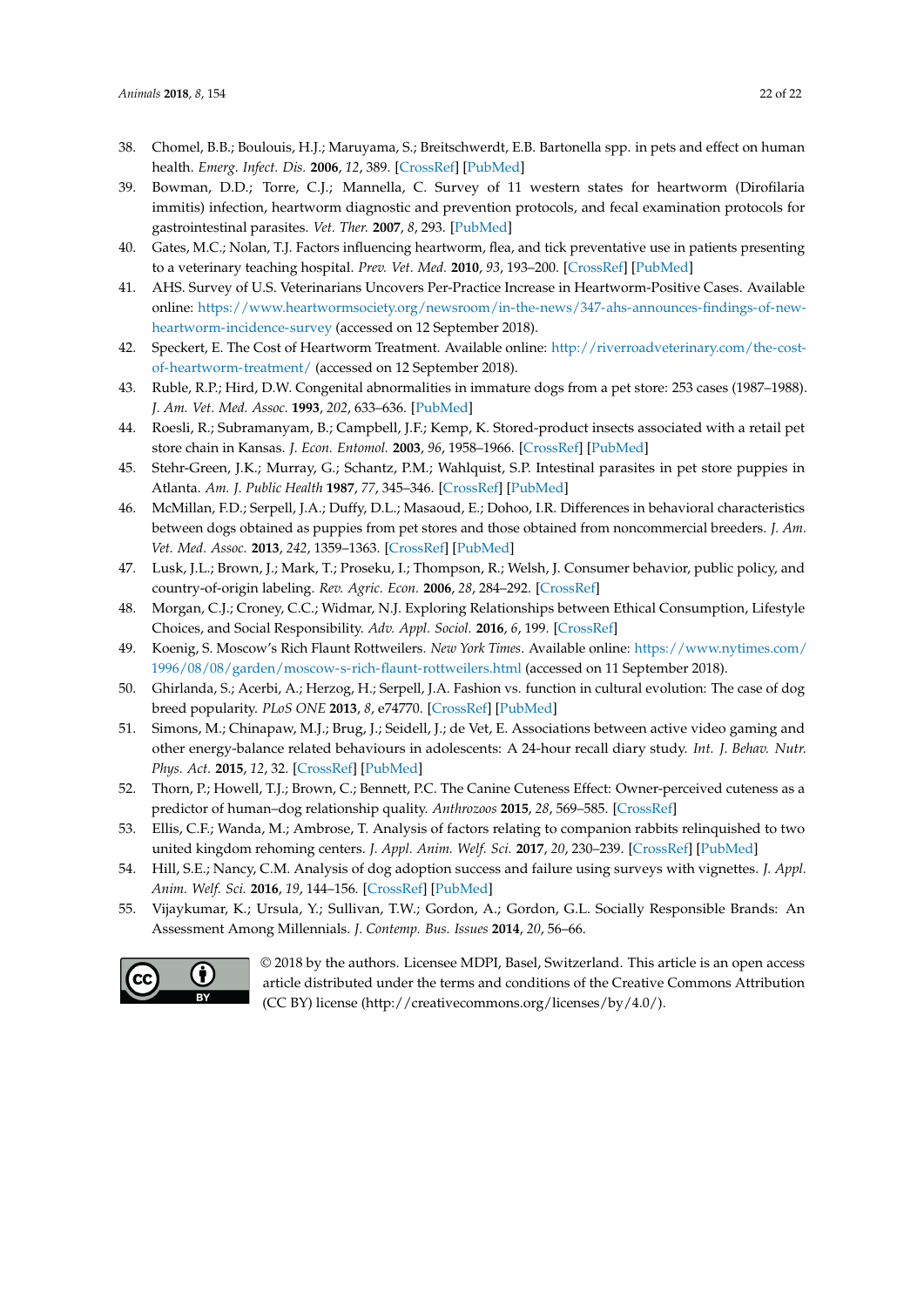38. Chomel, B.B.; Boulouis, H.J.; Maruyama, S.; Breitschwerdt, E.B. Bartonella spp. in pets and effect on human health. *Emerg. Infect. Dis.* **2006**, *12*, 389. [CrossRef] [PubMed]
39. Bowman, D.D.; Torre, C.J.; Mannella, C. Survey of 11 western states for heartworm (Dirofilaria immitis) infection, heartworm diagnostic and prevention protocols, and fecal examination protocols for gastrointestinal parasites. *Vet. Ther.* **2007**, *8*, 293. [PubMed]
40. Gates, M.C.; Nolan, T.J. Factors influencing heartworm, flea, and tick preventative use in patients presenting to a veterinary teaching hospital. *Prev. Vet. Med.* **2010**, *93*, 193–200. [CrossRef] [PubMed]
41. AHS. Survey of U.S. Veterinarians Uncovers Per-Practice Increase in Heartworm-Positive Cases. Available online: https://www.heartwormsociety.org/newsroom/in-the-news/347-ahs-announces-findings-of-new-heartworm-incidence-survey (accessed on 12 September 2018).
42. Speckert, E. The Cost of Heartworm Treatment. Available online: http://riverroadveterinary.com/the-cost-of-heartworm-treatment/ (accessed on 12 September 2018).
43. Ruble, R.P.; Hird, D.W. Congenital abnormalities in immature dogs from a pet store: 253 cases (1987–1988). *J. Am. Vet. Med. Assoc.* **1993**, *202*, 633–636. [PubMed]
44. Roesli, R.; Subramanyam, B.; Campbell, J.F.; Kemp, K. Stored-product insects associated with a retail pet store chain in Kansas. *J. Econ. Entomol.* **2003**, *96*, 1958–1966. [CrossRef] [PubMed]
45. Stehr-Green, J.K.; Murray, G.; Schantz, P.M.; Wahlquist, S.P. Intestinal parasites in pet store puppies in Atlanta. *Am. J. Public Health* **1987**, *77*, 345–346. [CrossRef] [PubMed]
46. McMillan, F.D.; Serpell, J.A.; Duffy, D.L.; Masaoud, E.; Dohoo, I.R. Differences in behavioral characteristics between dogs obtained as puppies from pet stores and those obtained from noncommercial breeders. *J. Am. Vet. Med. Assoc.* **2013**, *242*, 1359–1363. [CrossRef] [PubMed]
47. Lusk, J.L.; Brown, J.; Mark, T.; Proseku, I.; Thompson, R.; Welsh, J. Consumer behavior, public policy, and country-of-origin labeling. *Rev. Agric. Econ.* **2006**, *28*, 284–292. [CrossRef]
48. Morgan, C.J.; Croney, C.C.; Widmar, N.J. Exploring Relationships between Ethical Consumption, Lifestyle Choices, and Social Responsibility. *Adv. Appl. Sociol.* **2016**, *6*, 199. [CrossRef]
49. Koenig, S. Moscow's Rich Flaunt Rottweilers. *New York Times*. Available online: https://www.nytimes.com/1996/08/08/garden/moscow-s-rich-flaunt-rottweilers.html (accessed on 11 September 2018).
50. Ghirlanda, S.; Acerbi, A.; Herzog, H.; Serpell, J.A. Fashion vs. function in cultural evolution: The case of dog breed popularity. *PLoS ONE* **2013**, *8*, e74770. [CrossRef] [PubMed]
51. Simons, M.; Chinapaw, M.J.; Brug, J.; Seidell, J.; de Vet, E. Associations between active video gaming and other energy-balance related behaviours in adolescents: A 24-hour recall diary study. *Int. J. Behav. Nutr. Phys. Act.* **2015**, *12*, 32. [CrossRef] [PubMed]
52. Thorn, P.; Howell, T.J.; Brown, C.; Bennett, P.C. The Canine Cuteness Effect: Owner-perceived cuteness as a predictor of human–dog relationship quality. *Anthrozoos* **2015**, *28*, 569–585. [CrossRef]
53. Ellis, C.F.; Wanda, M.; Ambrose, T. Analysis of factors relating to companion rabbits relinquished to two united kingdom rehoming centers. *J. Appl. Anim. Welf. Sci.* **2017**, *20*, 230–239. [CrossRef] [PubMed]
54. Hill, S.E.; Nancy, C.M. Analysis of dog adoption success and failure using surveys with vignettes. *J. Appl. Anim. Welf. Sci.* **2016**, *19*, 144–156. [CrossRef] [PubMed]
55. Vijaykumar, K.; Ursula, Y.; Sullivan, T.W.; Gordon, A.; Gordon, G.L. Socially Responsible Brands: An Assessment Among Millennials. *J. Contemp. Bus. Issues* **2014**, *20*, 56–66.

© 2018 by the authors. Licensee MDPI, Basel, Switzerland. This article is an open access article distributed under the terms and conditions of the Creative Commons Attribution (CC BY) license (http://creativecommons.org/licenses/by/4.0/).